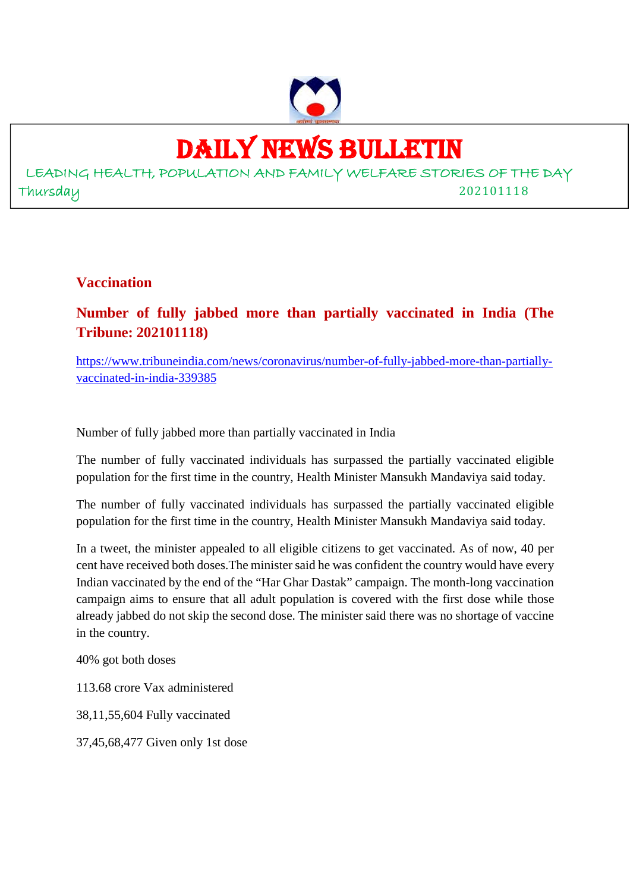# DAILY NEWS BULLETIN

LEADING HEALTH, POPULATION AND FAMILY WELFARE STORIES OF THE DAY

Thursday 202101118

## Vaccination

### Number of fully jabbed more than partially vaccinated in India (The Tribune: 202101118)

https://www.tribuneindia.com/news/coronavirus/number-of-fully-jabbed-more-than-partially-vaccinated-in-india-339385

Number of fully jabbed more than partially vaccinated in India

The number of fully vaccinated individuals has surpassed the partially vaccinated eligible population for the first time in the country, Health Minister Mansukh Mandaviya said today.

The number of fully vaccinated individuals has surpassed the partially vaccinated eligible population for the first time in the country, Health Minister Mansukh Mandaviya said today.

In a tweet, the minister appealed to all eligible citizens to get vaccinated. As of now, 40 per cent have received both doses.The minister said he was confident the country would have every Indian vaccinated by the end of the "Har Ghar Dastak" campaign. The month-long vaccination campaign aims to ensure that all adult population is covered with the first dose while those already jabbed do not skip the second dose. The minister said there was no shortage of vaccine in the country.

40% got both doses

113.68 crore Vax administered

38,11,55,604 Fully vaccinated

37,45,68,477 Given only 1st dose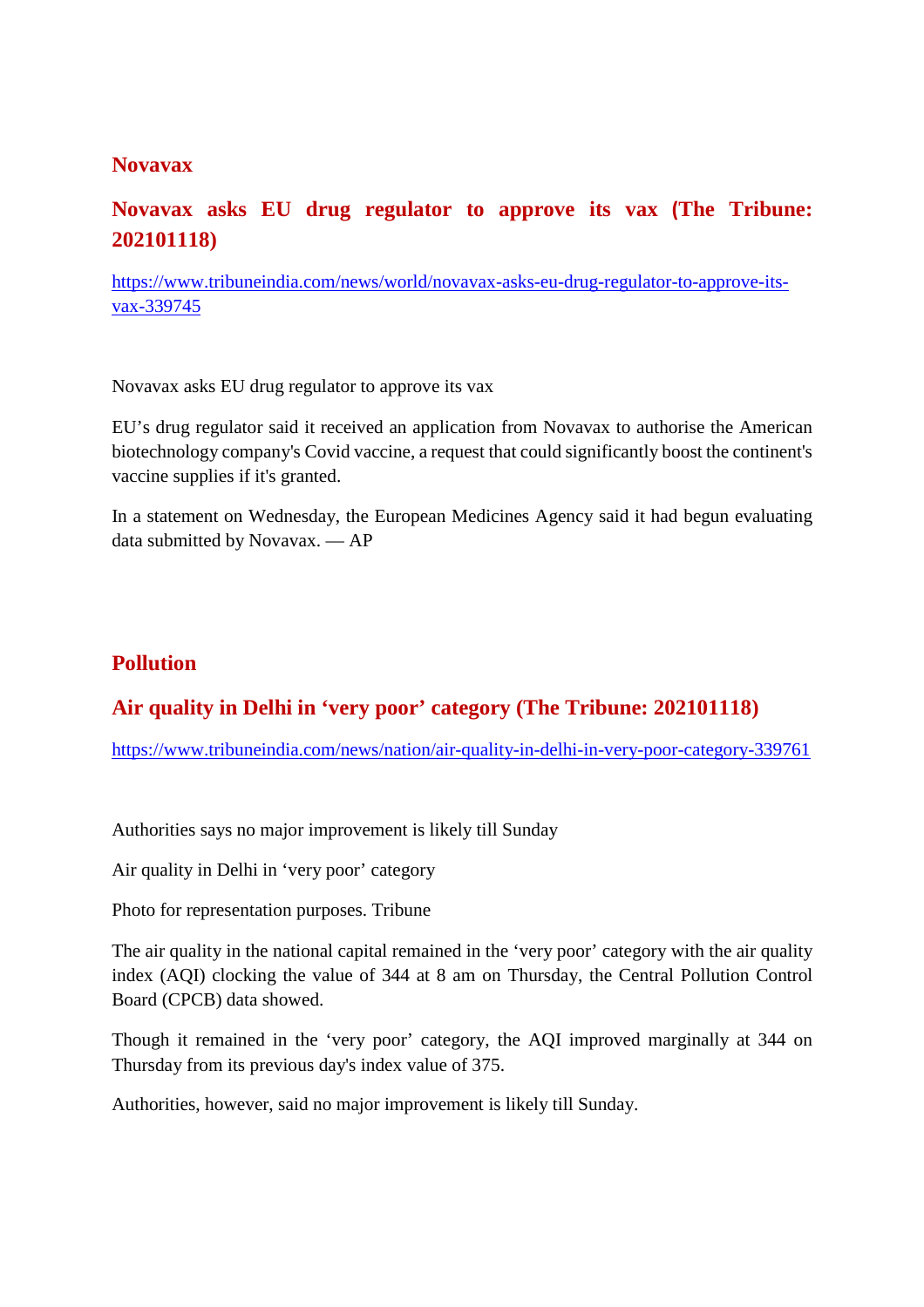## Novavax

### Novavax asks EU drug regulator to approve its vax (The Tribune: 202101118)

[https://www.tribuneindia.com/news/world/novavax-asks-eu-drug-regulator-to-approve-its-vax-339745](https://www.tribuneindia.com/news/world/novavax-asks-eu-drug-regulator-to-approve-its-vax-339745)

Novavax asks EU drug regulator to approve its vax

EU's drug regulator said it received an application from Novavax to authorise the American biotechnology company's Covid vaccine, a request that could significantly boost the continent's vaccine supplies if it's granted.

In a statement on Wednesday, the European Medicines Agency said it had begun evaluating data submitted by Novavax. — AP

## Pollution

### Air quality in Delhi in 'very poor' category (The Tribune: 202101118)

[https://www.tribuneindia.com/news/nation/air-quality-in-delhi-in-very-poor-category-339761](https://www.tribuneindia.com/news/nation/air-quality-in-delhi-in-very-poor-category-339761)

Authorities says no major improvement is likely till Sunday

Air quality in Delhi in 'very poor' category

Photo for representation purposes. Tribune

The air quality in the national capital remained in the 'very poor' category with the air quality index (AQI) clocking the value of 344 at 8 am on Thursday, the Central Pollution Control Board (CPCB) data showed.

Though it remained in the 'very poor' category, the AQI improved marginally at 344 on Thursday from its previous day's index value of 375.

Authorities, however, said no major improvement is likely till Sunday.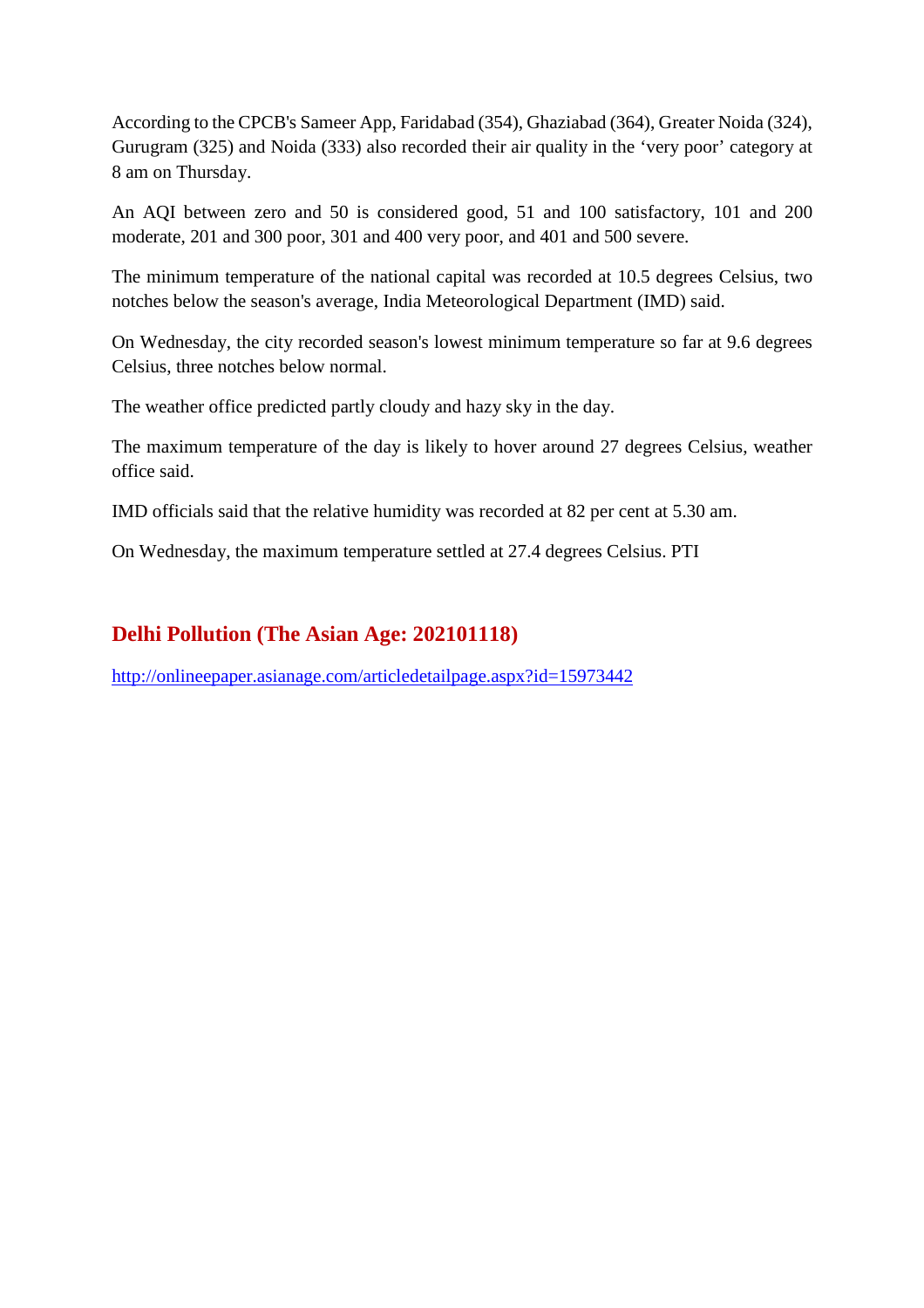According to the CPCB's Sameer App, Faridabad (354), Ghaziabad (364), Greater Noida (324), Gurugram (325) and Noida (333) also recorded their air quality in the 'very poor' category at 8 am on Thursday.

An AQI between zero and 50 is considered good, 51 and 100 satisfactory, 101 and 200 moderate, 201 and 300 poor, 301 and 400 very poor, and 401 and 500 severe.

The minimum temperature of the national capital was recorded at 10.5 degrees Celsius, two notches below the season's average, India Meteorological Department (IMD) said.

On Wednesday, the city recorded season's lowest minimum temperature so far at 9.6 degrees Celsius, three notches below normal.

The weather office predicted partly cloudy and hazy sky in the day.

The maximum temperature of the day is likely to hover around 27 degrees Celsius, weather office said.

IMD officials said that the relative humidity was recorded at 82 per cent at 5.30 am.

On Wednesday, the maximum temperature settled at 27.4 degrees Celsius. PTI

## Delhi Pollution (The Asian Age: 202101118)

http://onlineepaper.asianage.com/articledetailpage.aspx?id=15973442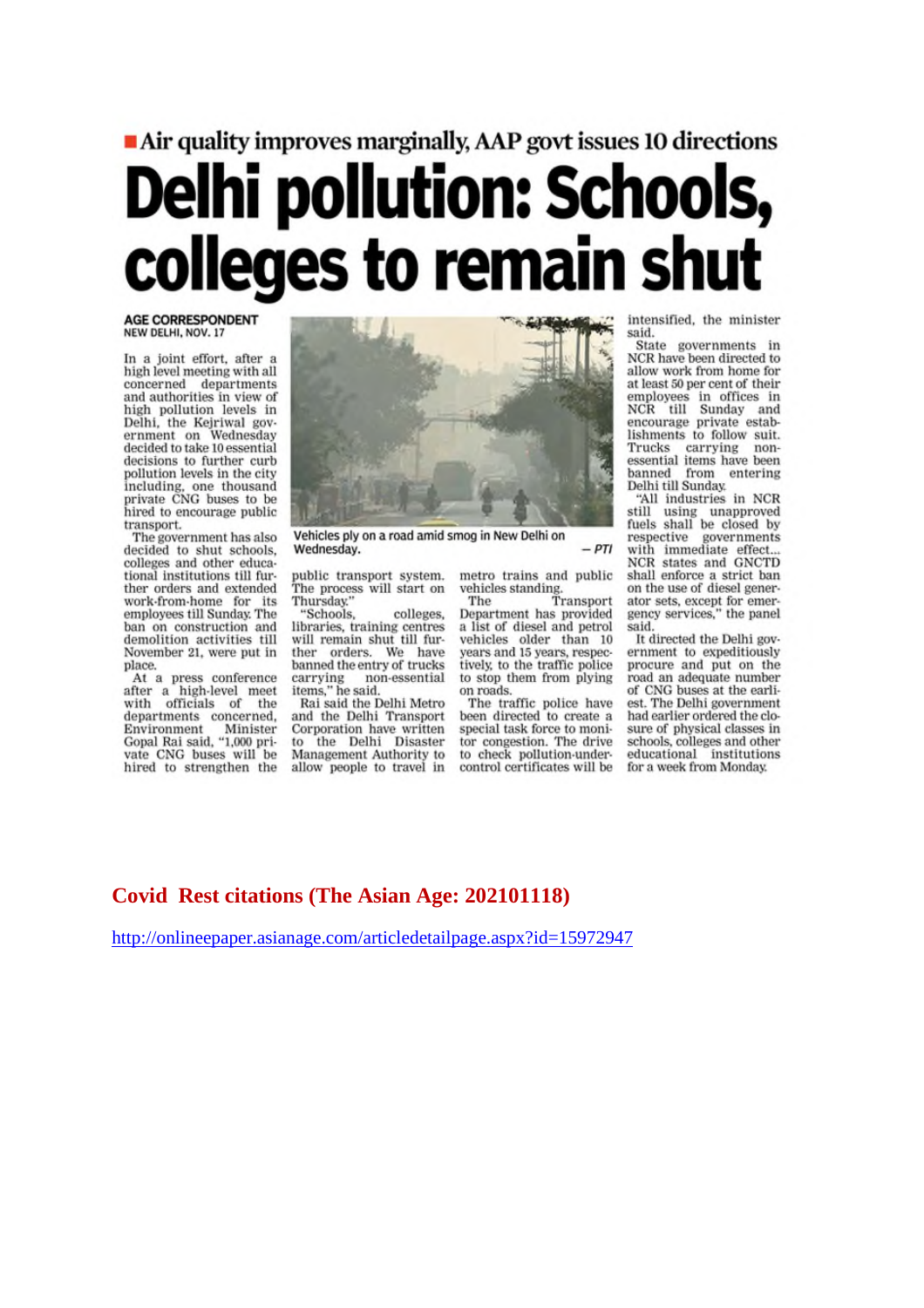■ Air quality improves marginally, AAP govt issues 10 directions

# Delhi pollution: Schools, colleges to remain shut

**AGE CORRESPONDENT**
NEW DELHI, NOV. 17

In a joint effort, after a high level meeting with all concerned departments and authorities in view of high pollution levels in Delhi, the Kejriwal government on Wednesday decided to take 10 essential decisions to further curb pollution levels in the city including, one thousand private CNG buses to be hired to encourage public transport.

The government has also decided to shut schools, colleges and other educational institutions till further orders and extended work-from-home for its employees till Sunday. The ban on construction and demolition activities till November 21, were put in place.

At a press conference after a high-level meet with officials of the departments concerned, Environment Minister Gopal Rai said, "1,000 private CNG buses will be hired to strengthen the public transport system. The process will start on Thursday."

"Schools, colleges, libraries, training centres will remain shut till further orders. We have banned the entry of trucks carrying non-essential items," he said.

Rai said the Delhi Metro and the Delhi Transport Corporation have written to the Delhi Disaster Management Authority to allow people to travel in metro trains and public vehicles standing.

The Transport Department has provided a list of diesel and petrol vehicles older than 10 years and 15 years, respectively, to the traffic police to stop them from plying on roads.

The traffic police have been directed to create a special task force to monitor congestion. The drive to check pollution-under-control certificates will be intensified, the minister said.

State governments in NCR have been directed to allow work from home for at least 50 per cent of their employees in offices in NCR till Sunday and encourage private establishments to follow suit. Trucks carrying non-essential items have been banned from entering Delhi till Sunday.

"All industries in NCR still using unapproved fuels shall be closed by respective governments with immediate effect... NCR states and GNCTD shall enforce a strict ban on the use of diesel generator sets, except for emergency services," the panel said.

It directed the Delhi government to expeditiously procure and put on the road an adequate number of CNG buses at the earliest. The Delhi government had earlier ordered the closure of physical classes in schools, colleges and other educational institutions for a week from Monday.

Vehicles ply on a road amid smog in New Delhi on Wednesday. — PTI

**Covid Rest citations (The Asian Age: 202101118)**

http://onlineepaper.asianage.com/articledetailpage.aspx?id=15972947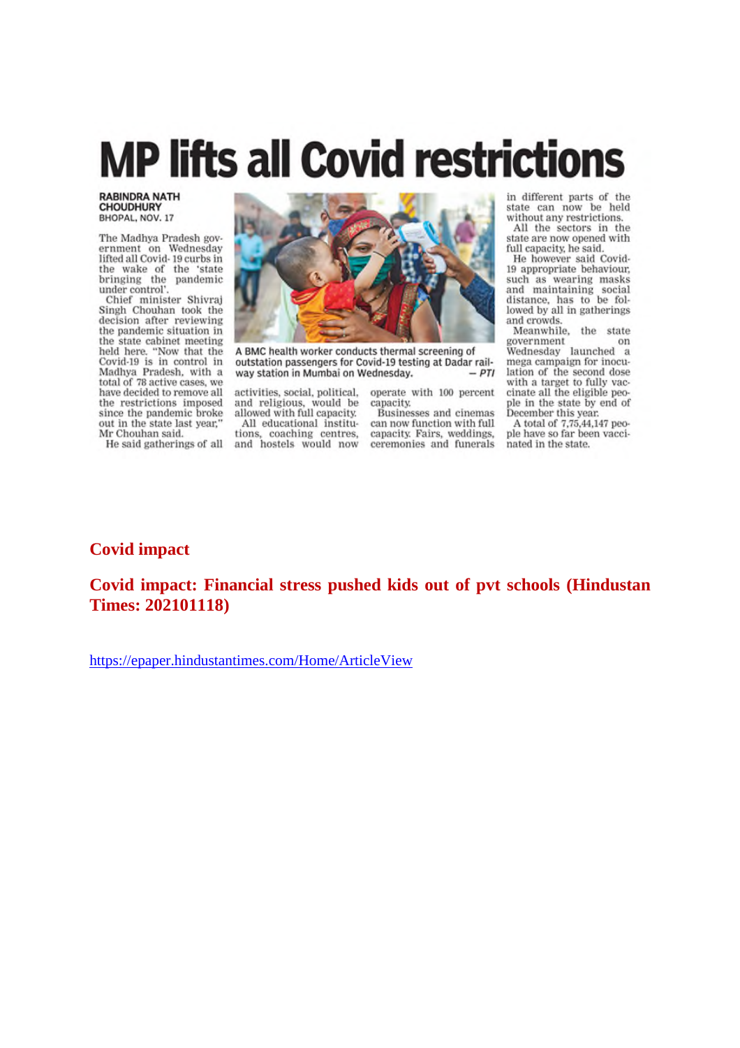# MP lifts all Covid restrictions

**RABINDRA NATH CHOUDHURY**
BHOPAL, NOV. 17

The Madhya Pradesh government on Wednesday lifted all Covid-19 curbs in the wake of the 'state bringing the pandemic under control'.

Chief minister Shivraj Singh Chouhan took the decision after reviewing the pandemic situation in the state cabinet meeting held here. "Now that the Covid-19 is in control in Madhya Pradesh, with a total of 78 active cases, we have decided to remove all the restrictions imposed since the pandemic broke out in the state last year," Mr Chouhan said.

He said gatherings of all activities, social, political, and religious, would be allowed with full capacity.

All educational institutions, coaching centres, and hostels would now operate with 100 percent capacity.

Businesses and cinemas can now function with full capacity. Fairs, weddings, ceremonies and funerals in different parts of the state can now be held without any restrictions.

All the sectors in the state are now opened with full capacity, he said.

He however said Covid-19 appropriate behaviour, such as wearing masks and maintaining social distance, has to be followed by all in gatherings and crowds.

Meanwhile, the state government on Wednesday launched a mega campaign for inoculation of the second dose with a target to fully vaccinate all the eligible people in the state by end of December this year.

A total of 7,75,44,147 people have so far been vaccinated in the state.

A BMC health worker conducts thermal screening of outstation passengers for Covid-19 testing at Dadar railway station in Mumbai on Wednesday. — *PTI*

## Covid impact

## Covid impact: Financial stress pushed kids out of pvt schools (Hindustan Times: 202101118)

https://epaper.hindustantimes.com/Home/ArticleView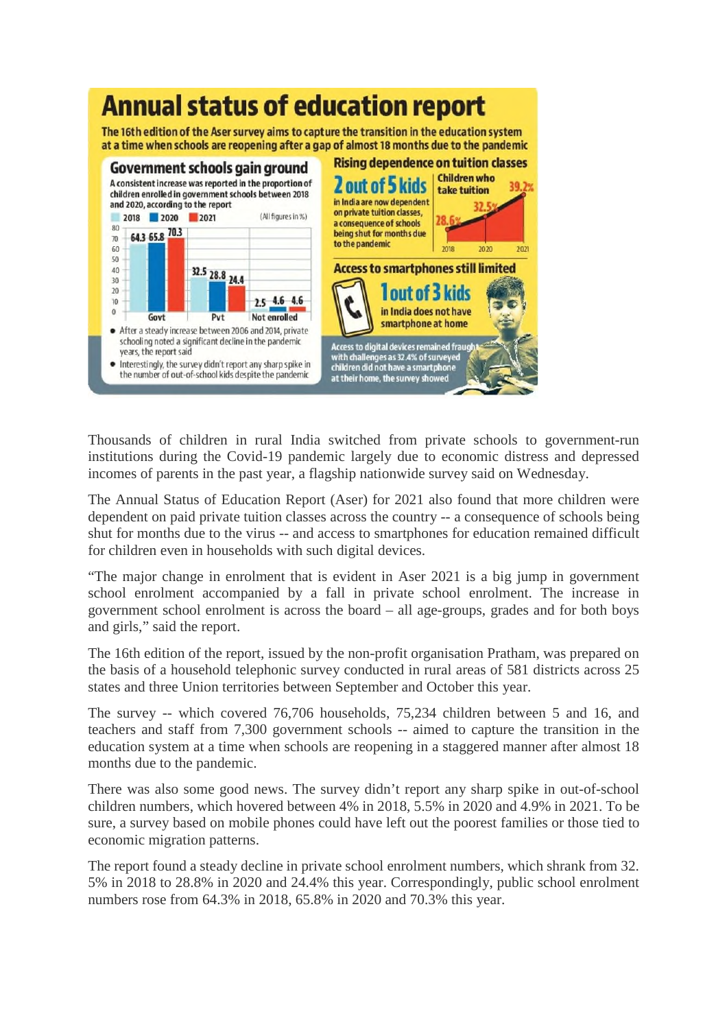# Annual status of education report

The 16th edition of the Aser survey aims to capture the transition in the education system at a time when schools are reopening after a gap of almost 18 months due to the pandemic

## Government schools gain ground

A consistent increase was reported in the proportion of children enrolled in government schools between 2018 and 2020, according to the report

(All figures in %)

| | 2018 | 2020 | 2021 |
|---|---|---|---|
| Govt | 64.3 | 65.8 | 70.3 |
| Pvt | 32.5 | 28.8 | 24.4 |
| Not enrolled | 2.5 | 4.6 | 4.6 |

- After a steady increase between 2006 and 2014, private schooling noted a significant decline in the pandemic years, the report said
- Interestingly, the survey didn't report any sharp spike in the number of out-of-school kids despite the pandemic

## Rising dependence on tuition classes

**2 out of 5 kids** in India are now dependent on private tuition classes, a consequence of schools being shut for months due to the pandemic

Children who take tuition

| 2018 | 2020 | 2021 |
|---|---|---|
| 28.6% | 32.5% | 39.2% |

## Access to smartphones still limited

**1 out of 3 kids** in India does not have smartphone at home

Access to digital devices remained fraught with challenges as 32.4% of surveyed children did not have a smartphone at their home, the survey showed

Thousands of children in rural India switched from private schools to government-run institutions during the Covid-19 pandemic largely due to economic distress and depressed incomes of parents in the past year, a flagship nationwide survey said on Wednesday.

The Annual Status of Education Report (Aser) for 2021 also found that more children were dependent on paid private tuition classes across the country -- a consequence of schools being shut for months due to the virus -- and access to smartphones for education remained difficult for children even in households with such digital devices.

"The major change in enrolment that is evident in Aser 2021 is a big jump in government school enrolment accompanied by a fall in private school enrolment. The increase in government school enrolment is across the board – all age-groups, grades and for both boys and girls," said the report.

The 16th edition of the report, issued by the non-profit organisation Pratham, was prepared on the basis of a household telephonic survey conducted in rural areas of 581 districts across 25 states and three Union territories between September and October this year.

The survey -- which covered 76,706 households, 75,234 children between 5 and 16, and teachers and staff from 7,300 government schools -- aimed to capture the transition in the education system at a time when schools are reopening in a staggered manner after almost 18 months due to the pandemic.

There was also some good news. The survey didn't report any sharp spike in out-of-school children numbers, which hovered between 4% in 2018, 5.5% in 2020 and 4.9% in 2021. To be sure, a survey based on mobile phones could have left out the poorest families or those tied to economic migration patterns.

The report found a steady decline in private school enrolment numbers, which shrank from 32. 5% in 2018 to 28.8% in 2020 and 24.4% this year. Correspondingly, public school enrolment numbers rose from 64.3% in 2018, 65.8% in 2020 and 70.3% this year.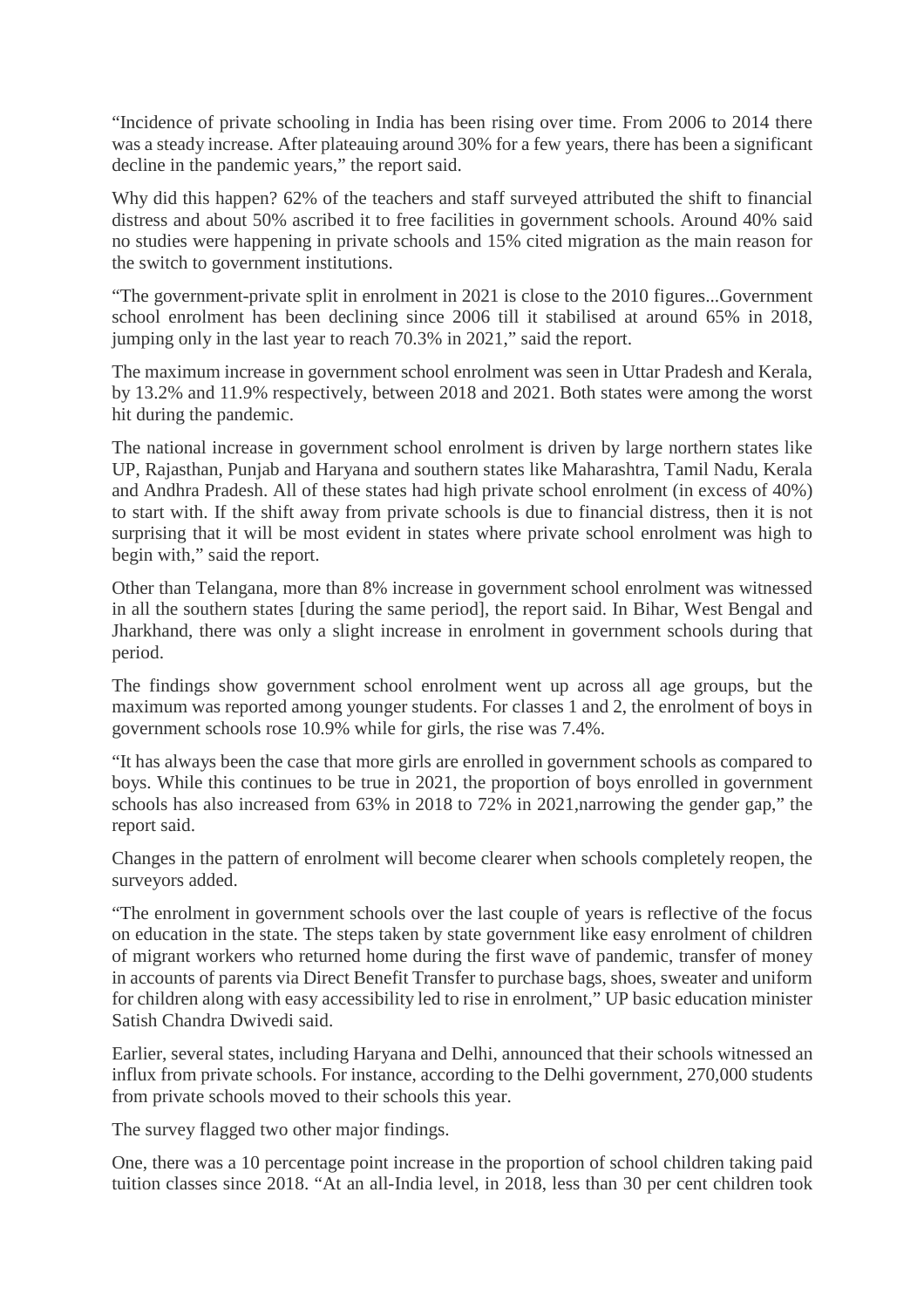"Incidence of private schooling in India has been rising over time. From 2006 to 2014 there was a steady increase. After plateauing around 30% for a few years, there has been a significant decline in the pandemic years," the report said.

Why did this happen? 62% of the teachers and staff surveyed attributed the shift to financial distress and about 50% ascribed it to free facilities in government schools. Around 40% said no studies were happening in private schools and 15% cited migration as the main reason for the switch to government institutions.

"The government-private split in enrolment in 2021 is close to the 2010 figures...Government school enrolment has been declining since 2006 till it stabilised at around 65% in 2018, jumping only in the last year to reach 70.3% in 2021," said the report.

The maximum increase in government school enrolment was seen in Uttar Pradesh and Kerala, by 13.2% and 11.9% respectively, between 2018 and 2021. Both states were among the worst hit during the pandemic.

The national increase in government school enrolment is driven by large northern states like UP, Rajasthan, Punjab and Haryana and southern states like Maharashtra, Tamil Nadu, Kerala and Andhra Pradesh. All of these states had high private school enrolment (in excess of 40%) to start with. If the shift away from private schools is due to financial distress, then it is not surprising that it will be most evident in states where private school enrolment was high to begin with," said the report.

Other than Telangana, more than 8% increase in government school enrolment was witnessed in all the southern states [during the same period], the report said. In Bihar, West Bengal and Jharkhand, there was only a slight increase in enrolment in government schools during that period.

The findings show government school enrolment went up across all age groups, but the maximum was reported among younger students. For classes 1 and 2, the enrolment of boys in government schools rose 10.9% while for girls, the rise was 7.4%.

"It has always been the case that more girls are enrolled in government schools as compared to boys. While this continues to be true in 2021, the proportion of boys enrolled in government schools has also increased from 63% in 2018 to 72% in 2021,narrowing the gender gap," the report said.

Changes in the pattern of enrolment will become clearer when schools completely reopen, the surveyors added.

"The enrolment in government schools over the last couple of years is reflective of the focus on education in the state. The steps taken by state government like easy enrolment of children of migrant workers who returned home during the first wave of pandemic, transfer of money in accounts of parents via Direct Benefit Transfer to purchase bags, shoes, sweater and uniform for children along with easy accessibility led to rise in enrolment," UP basic education minister Satish Chandra Dwivedi said.

Earlier, several states, including Haryana and Delhi, announced that their schools witnessed an influx from private schools. For instance, according to the Delhi government, 270,000 students from private schools moved to their schools this year.

The survey flagged two other major findings.

One, there was a 10 percentage point increase in the proportion of school children taking paid tuition classes since 2018. "At an all-India level, in 2018, less than 30 per cent children took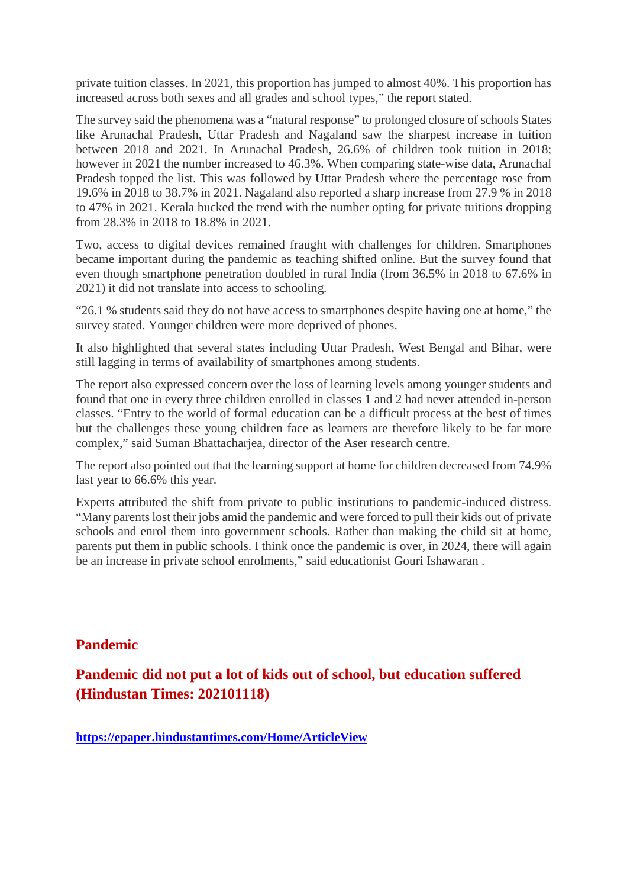private tuition classes. In 2021, this proportion has jumped to almost 40%. This proportion has increased across both sexes and all grades and school types," the report stated.

The survey said the phenomena was a "natural response" to prolonged closure of schools States like Arunachal Pradesh, Uttar Pradesh and Nagaland saw the sharpest increase in tuition between 2018 and 2021. In Arunachal Pradesh, 26.6% of children took tuition in 2018; however in 2021 the number increased to 46.3%. When comparing state-wise data, Arunachal Pradesh topped the list. This was followed by Uttar Pradesh where the percentage rose from 19.6% in 2018 to 38.7% in 2021. Nagaland also reported a sharp increase from 27.9 % in 2018 to 47% in 2021. Kerala bucked the trend with the number opting for private tuitions dropping from 28.3% in 2018 to 18.8% in 2021.

Two, access to digital devices remained fraught with challenges for children. Smartphones became important during the pandemic as teaching shifted online. But the survey found that even though smartphone penetration doubled in rural India (from 36.5% in 2018 to 67.6% in 2021) it did not translate into access to schooling.

"26.1 % students said they do not have access to smartphones despite having one at home," the survey stated. Younger children were more deprived of phones.

It also highlighted that several states including Uttar Pradesh, West Bengal and Bihar, were still lagging in terms of availability of smartphones among students.

The report also expressed concern over the loss of learning levels among younger students and found that one in every three children enrolled in classes 1 and 2 had never attended in-person classes. "Entry to the world of formal education can be a difficult process at the best of times but the challenges these young children face as learners are therefore likely to be far more complex," said Suman Bhattacharjea, director of the Aser research centre.

The report also pointed out that the learning support at home for children decreased from 74.9% last year to 66.6% this year.

Experts attributed the shift from private to public institutions to pandemic-induced distress. "Many parents lost their jobs amid the pandemic and were forced to pull their kids out of private schools and enrol them into government schools. Rather than making the child sit at home, parents put them in public schools. I think once the pandemic is over, in 2024, there will again be an increase in private school enrolments," said educationist Gouri Ishawaran .

## Pandemic

## Pandemic did not put a lot of kids out of school, but education suffered (Hindustan Times: 202101118)

**https://epaper.hindustantimes.com/Home/ArticleView**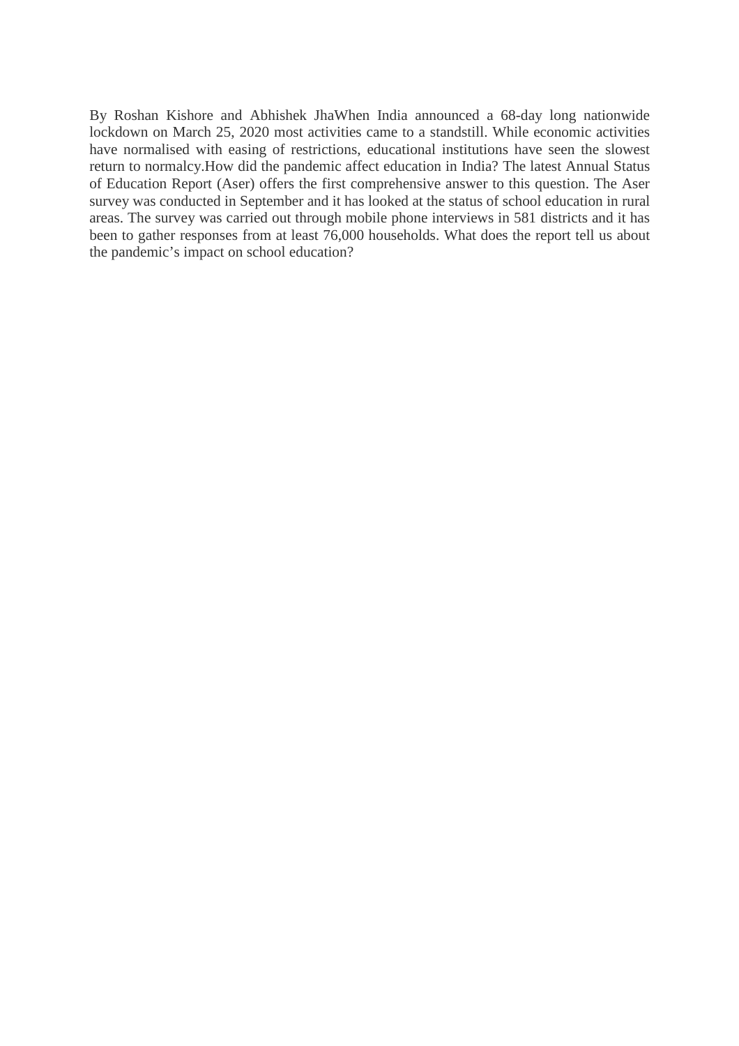By Roshan Kishore and Abhishek JhaWhen India announced a 68-day long nationwide lockdown on March 25, 2020 most activities came to a standstill. While economic activities have normalised with easing of restrictions, educational institutions have seen the slowest return to normalcy.How did the pandemic affect education in India? The latest Annual Status of Education Report (Aser) offers the first comprehensive answer to this question. The Aser survey was conducted in September and it has looked at the status of school education in rural areas. The survey was carried out through mobile phone interviews in 581 districts and it has been to gather responses from at least 76,000 households. What does the report tell us about the pandemic's impact on school education?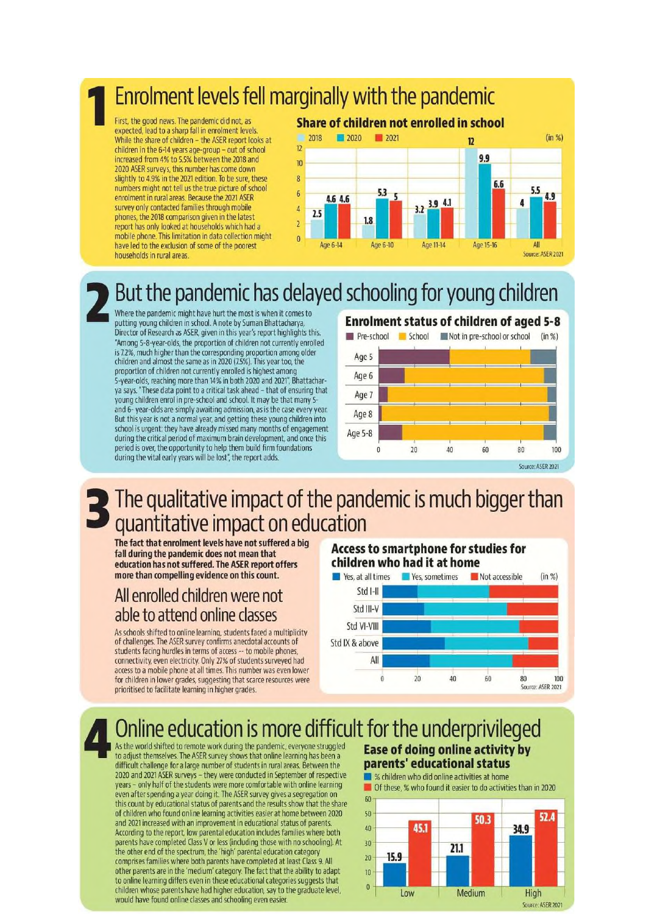# 1 Enrolment levels fell marginally with the pandemic

First, the good news. The pandemic did not, as expected, lead to a sharp fall in enrolment levels. While the share of children – the ASER report looks at children in the 6-14 years age-group – out of school increased from 4% to 5.5% between the 2018 and 2020 ASER surveys, this number has come down slightly to 4.9% in the 2021 edition. To be sure, these numbers might not tell us the true picture of school enrolment in rural areas. Because the 2021 ASER survey only contacted families through mobile phones, the 2018 comparison given in the latest report has only looked at households which had a mobile phone. This limitation in data collection might have led to the exclusion of some of the poorest households in rural areas.

**Share of children not enrolled in school** (in %)

| | 2018 | 2020 | 2021 |
|---|---|---|---|
| Age 6-14 | 2.5 | 4.6 | 4.6 |
| Age 6-10 | 1.8 | 5.3 | 5 |
| Age 11-14 | 3.2 | 3.9 | 4.1 |
| Age 15-16 | 12 | 9.9 | 6.6 |
| All | 4 | 5.5 | 4.9 |

Source: ASER 2021

# 2 But the pandemic has delayed schooling for young children

Where the pandemic might have hurt the most is when it comes to putting young children in school. A note by Suman Bhattacharya, Director of Research as ASER, given in this year's report highlights this. "Among 5-8-year-olds, the proportion of children not currently enrolled is 7.2%, much higher than the corresponding proportion among older children and almost the same as in 2020 (7.5%). This year too, the proportion of children not currently enrolled is highest among 5-year-olds, reaching more than 14% in both 2020 and 2021", Bhattacharya says. "These data point to a critical task ahead – that of ensuring that young children enrol in pre-school and school. It may be that many 5- and 6- year-olds are simply awaiting admission, as is the case every year. But this year is not a normal year, and getting these young children into school is urgent: they have already missed many months of engagement during the critical period of maximum brain development, and once this period is over, the opportunity to help them build firm foundations during the vital early years will be lost", the report adds.

**Enrolment status of children of aged 5-8** (in %)

Pre-school | School | Not in pre-school or school

Categories: Age 5, Age 6, Age 7, Age 8, Age 5-8

Source: ASER 2021

# 3 The qualitative impact of the pandemic is much bigger than quantitative impact on education

**The fact that enrolment levels have not suffered a big fall during the pandemic does not mean that education has not suffered. The ASER report offers more than compelling evidence on this count.**

## All enrolled children were not able to attend online classes

As schools shifted to online learning, students faced a multiplicity of challenges. The ASER survey confirms anecdotal accounts of students facing hurdles in terms of access -- to mobile phones, connectivity, even electricity. Only 27% of students surveyed had access to a mobile phone at all times. This number was even lower for children in lower grades, suggesting that scarce resources were prioritised to facilitate learning in higher grades.

**Access to smartphone for studies for children who had it at home** (in %)

Yes, at all times | Yes, sometimes | Not accessible

Categories: Std I-II, Std III-V, Std VI-VIII, Std IX & above, All

Source: ASER 2021

# 4 Online education is more difficult for the underprivileged

As the world shifted to remote work during the pandemic, everyone struggled to adjust themselves. The ASER survey shows that online learning has been a difficult challenge for a large number of students in rural areas. Between the 2020 and 2021 ASER surveys – they were conducted in September of respective years – only half of the students were more comfortable with online learning even after spending a year doing it. The ASER survey gives a segregation on this count by educational status of parents and the results show that the share of children who found online learning activities easier at home between 2020 and 2021 increased with an improvement in educational status of parents. According to the report, low parental education includes families where both parents have completed Class V or less (including those with no schooling). At the other end of the spectrum, the 'high' parental education category comprises families where both parents have completed at least Class 9. All other parents are in the 'medium' category. The fact that the ability to adapt to online learning differs even in these educational categories suggests that children whose parents have had higher education, say to the graduate level, would have found online classes and schooling even easier.

**Ease of doing online activity by parents' educational status**

| | % children who did online activities at home | Of these, % who found it easier to do activities than in 2020 |
|---|---|---|
| Low | 15.9 | 45.1 |
| Medium | 21.1 | 50.3 |
| High | 34.9 | 52.4 |

Source: ASER 2021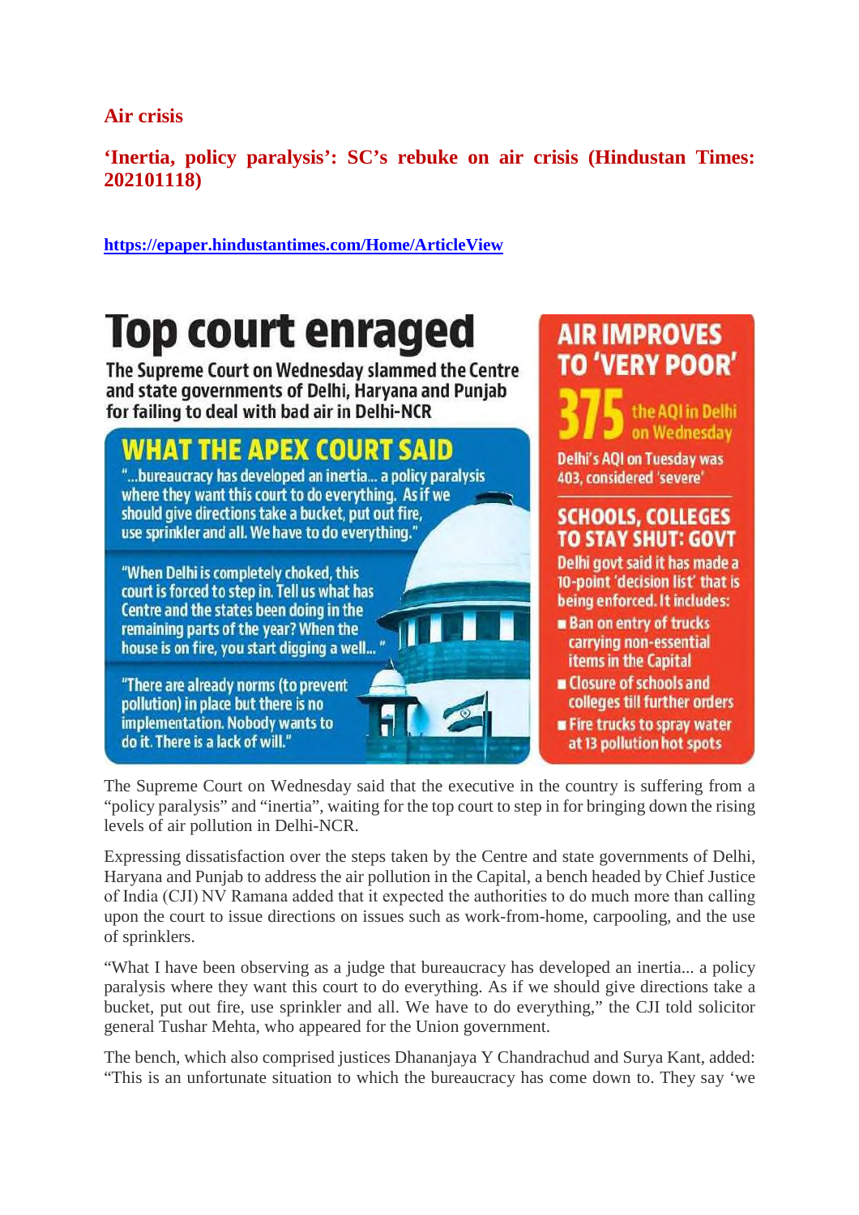**Air crisis**

**'Inertia, policy paralysis': SC's rebuke on air crisis (Hindustan Times: 202101118)**

**https://epaper.hindustantimes.com/Home/ArticleView**

# Top court enraged

The Supreme Court on Wednesday slammed the Centre and state governments of Delhi, Haryana and Punjab for failing to deal with bad air in Delhi-NCR

## WHAT THE APEX COURT SAID

"...bureaucracy has developed an inertia... a policy paralysis where they want this court to do everything. As if we should give directions take a bucket, put out fire, use sprinkler and all. We have to do everything."

"When Delhi is completely choked, this court is forced to step in. Tell us what has Centre and the states been doing in the remaining parts of the year? When the house is on fire, you start digging a well..."

"There are already norms (to prevent pollution) in place but there is no implementation. Nobody wants to do it. There is a lack of will."

## AIR IMPROVES TO 'VERY POOR'

**375** the AQI in Delhi on Wednesday

Delhi's AQI on Tuesday was 403, considered 'severe'

## SCHOOLS, COLLEGES TO STAY SHUT: GOVT

Delhi govt said it has made a 10-point 'decision list' that is being enforced. It includes:

- Ban on entry of trucks carrying non-essential items in the Capital
- Closure of schools and colleges till further orders
- Fire trucks to spray water at 13 pollution hot spots

The Supreme Court on Wednesday said that the executive in the country is suffering from a "policy paralysis" and "inertia", waiting for the top court to step in for bringing down the rising levels of air pollution in Delhi-NCR.

Expressing dissatisfaction over the steps taken by the Centre and state governments of Delhi, Haryana and Punjab to address the air pollution in the Capital, a bench headed by Chief Justice of India (CJI) NV Ramana added that it expected the authorities to do much more than calling upon the court to issue directions on issues such as work-from-home, carpooling, and the use of sprinklers.

"What I have been observing as a judge that bureaucracy has developed an inertia... a policy paralysis where they want this court to do everything. As if we should give directions take a bucket, put out fire, use sprinkler and all. We have to do everything," the CJI told solicitor general Tushar Mehta, who appeared for the Union government.

The bench, which also comprised justices Dhananjaya Y Chandrachud and Surya Kant, added: "This is an unfortunate situation to which the bureaucracy has come down to. They say 'we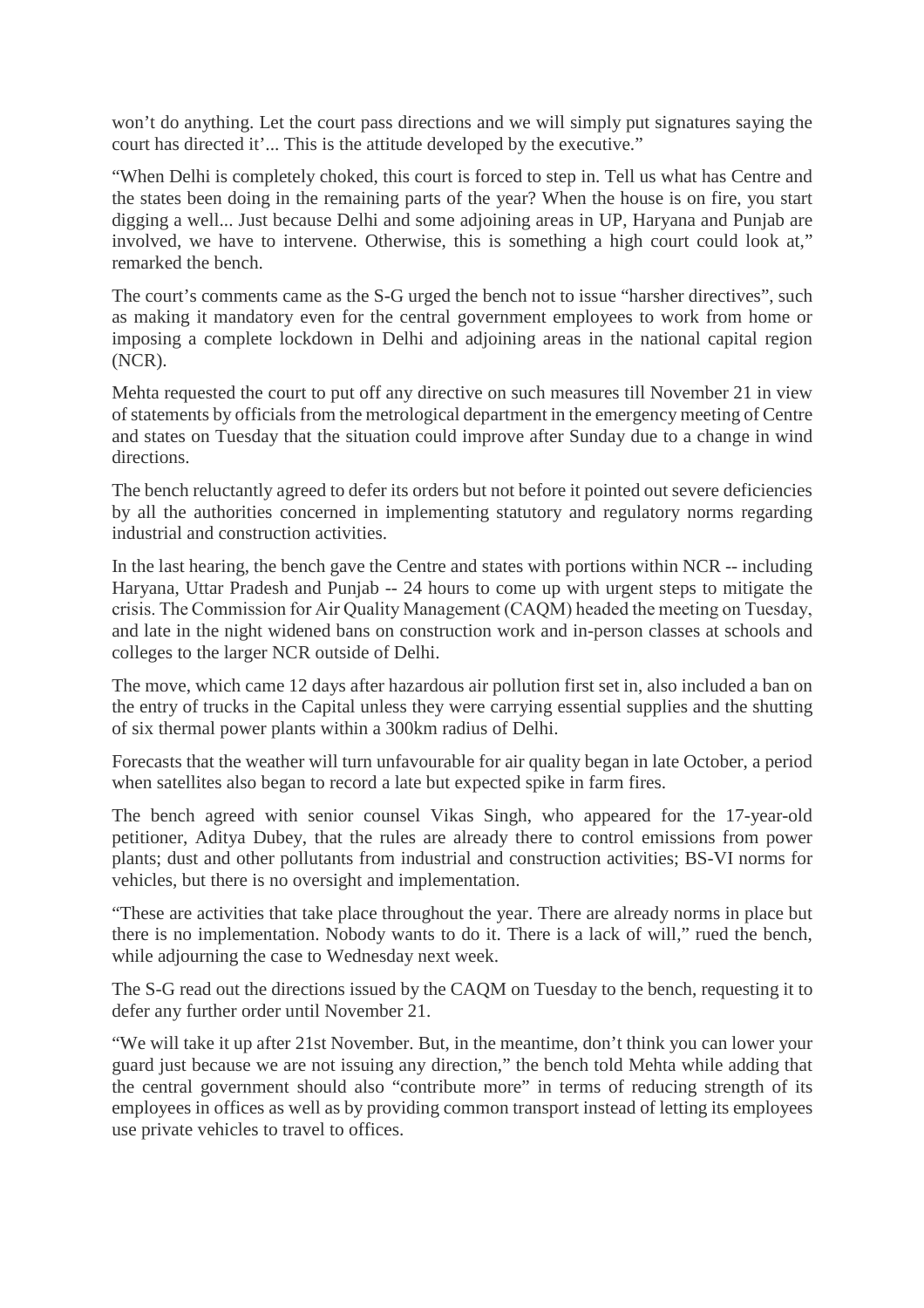won't do anything. Let the court pass directions and we will simply put signatures saying the court has directed it'... This is the attitude developed by the executive."

"When Delhi is completely choked, this court is forced to step in. Tell us what has Centre and the states been doing in the remaining parts of the year? When the house is on fire, you start digging a well... Just because Delhi and some adjoining areas in UP, Haryana and Punjab are involved, we have to intervene. Otherwise, this is something a high court could look at," remarked the bench.

The court's comments came as the S-G urged the bench not to issue "harsher directives", such as making it mandatory even for the central government employees to work from home or imposing a complete lockdown in Delhi and adjoining areas in the national capital region (NCR).

Mehta requested the court to put off any directive on such measures till November 21 in view of statements by officials from the metrological department in the emergency meeting of Centre and states on Tuesday that the situation could improve after Sunday due to a change in wind directions.

The bench reluctantly agreed to defer its orders but not before it pointed out severe deficiencies by all the authorities concerned in implementing statutory and regulatory norms regarding industrial and construction activities.

In the last hearing, the bench gave the Centre and states with portions within NCR -- including Haryana, Uttar Pradesh and Punjab -- 24 hours to come up with urgent steps to mitigate the crisis. The Commission for Air Quality Management (CAQM) headed the meeting on Tuesday, and late in the night widened bans on construction work and in-person classes at schools and colleges to the larger NCR outside of Delhi.

The move, which came 12 days after hazardous air pollution first set in, also included a ban on the entry of trucks in the Capital unless they were carrying essential supplies and the shutting of six thermal power plants within a 300km radius of Delhi.

Forecasts that the weather will turn unfavourable for air quality began in late October, a period when satellites also began to record a late but expected spike in farm fires.

The bench agreed with senior counsel Vikas Singh, who appeared for the 17-year-old petitioner, Aditya Dubey, that the rules are already there to control emissions from power plants; dust and other pollutants from industrial and construction activities; BS-VI norms for vehicles, but there is no oversight and implementation.

"These are activities that take place throughout the year. There are already norms in place but there is no implementation. Nobody wants to do it. There is a lack of will," rued the bench, while adjourning the case to Wednesday next week.

The S-G read out the directions issued by the CAQM on Tuesday to the bench, requesting it to defer any further order until November 21.

"We will take it up after 21st November. But, in the meantime, don't think you can lower your guard just because we are not issuing any direction," the bench told Mehta while adding that the central government should also "contribute more" in terms of reducing strength of its employees in offices as well as by providing common transport instead of letting its employees use private vehicles to travel to offices.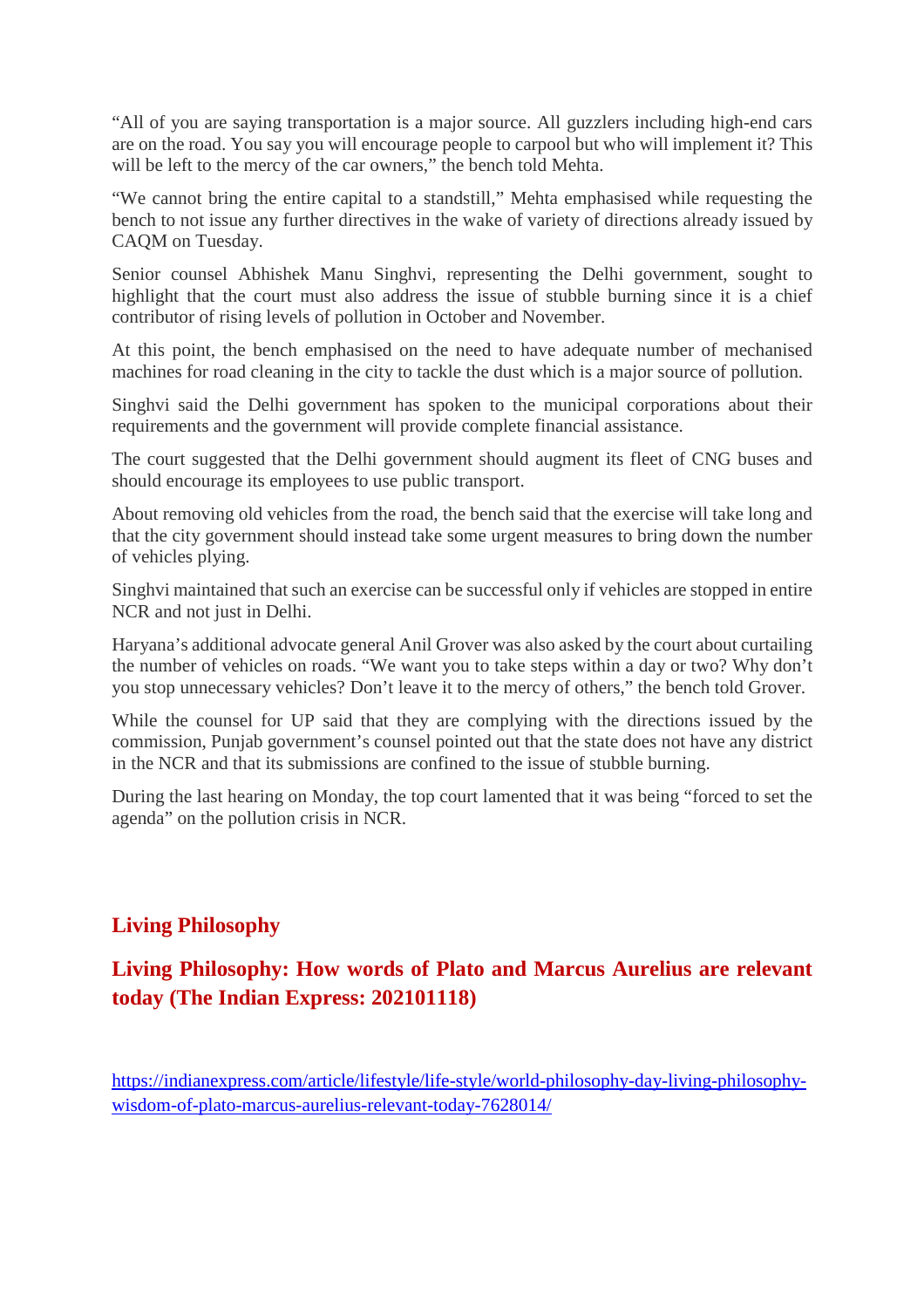"All of you are saying transportation is a major source. All guzzlers including high-end cars are on the road. You say you will encourage people to carpool but who will implement it? This will be left to the mercy of the car owners," the bench told Mehta.

"We cannot bring the entire capital to a standstill," Mehta emphasised while requesting the bench to not issue any further directives in the wake of variety of directions already issued by CAQM on Tuesday.

Senior counsel Abhishek Manu Singhvi, representing the Delhi government, sought to highlight that the court must also address the issue of stubble burning since it is a chief contributor of rising levels of pollution in October and November.

At this point, the bench emphasised on the need to have adequate number of mechanised machines for road cleaning in the city to tackle the dust which is a major source of pollution.

Singhvi said the Delhi government has spoken to the municipal corporations about their requirements and the government will provide complete financial assistance.

The court suggested that the Delhi government should augment its fleet of CNG buses and should encourage its employees to use public transport.

About removing old vehicles from the road, the bench said that the exercise will take long and that the city government should instead take some urgent measures to bring down the number of vehicles plying.

Singhvi maintained that such an exercise can be successful only if vehicles are stopped in entire NCR and not just in Delhi.

Haryana's additional advocate general Anil Grover was also asked by the court about curtailing the number of vehicles on roads. "We want you to take steps within a day or two? Why don't you stop unnecessary vehicles? Don't leave it to the mercy of others," the bench told Grover.

While the counsel for UP said that they are complying with the directions issued by the commission, Punjab government's counsel pointed out that the state does not have any district in the NCR and that its submissions are confined to the issue of stubble burning.

During the last hearing on Monday, the top court lamented that it was being "forced to set the agenda" on the pollution crisis in NCR.

## Living Philosophy

### Living Philosophy: How words of Plato and Marcus Aurelius are relevant today (The Indian Express: 202101118)

https://indianexpress.com/article/lifestyle/life-style/world-philosophy-day-living-philosophy-wisdom-of-plato-marcus-aurelius-relevant-today-7628014/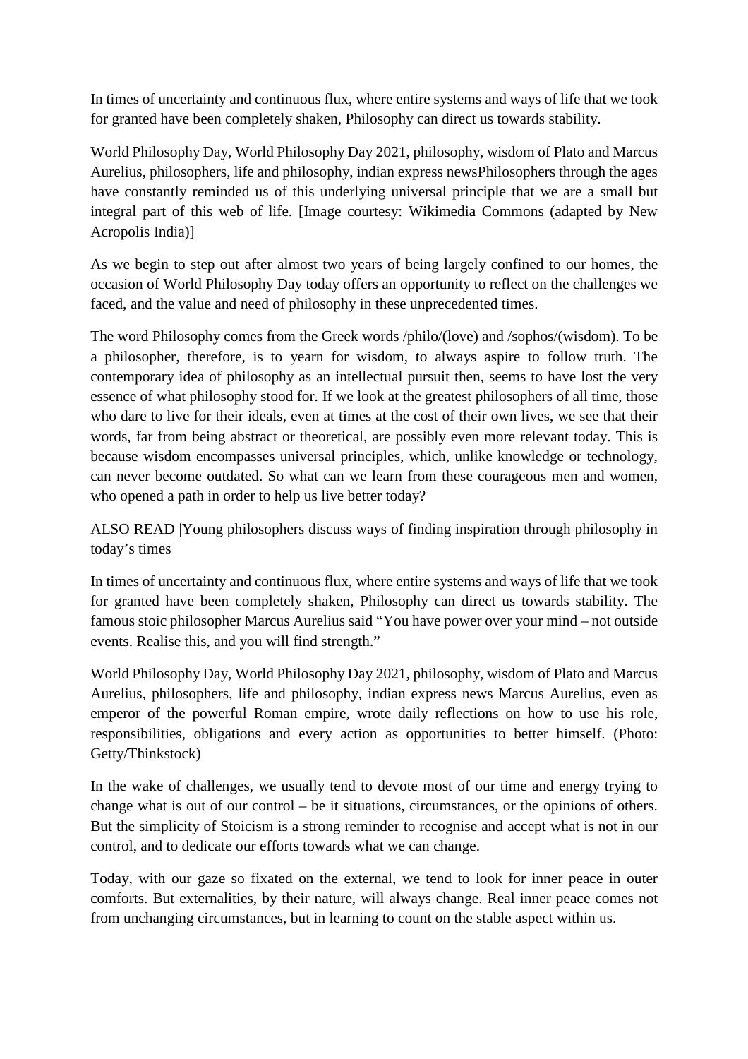In times of uncertainty and continuous flux, where entire systems and ways of life that we took for granted have been completely shaken, Philosophy can direct us towards stability.

World Philosophy Day, World Philosophy Day 2021, philosophy, wisdom of Plato and Marcus Aurelius, philosophers, life and philosophy, indian express newsPhilosophers through the ages have constantly reminded us of this underlying universal principle that we are a small but integral part of this web of life. [Image courtesy: Wikimedia Commons (adapted by New Acropolis India)]

As we begin to step out after almost two years of being largely confined to our homes, the occasion of World Philosophy Day today offers an opportunity to reflect on the challenges we faced, and the value and need of philosophy in these unprecedented times.

The word Philosophy comes from the Greek words /philo/(love) and /sophos/(wisdom). To be a philosopher, therefore, is to yearn for wisdom, to always aspire to follow truth. The contemporary idea of philosophy as an intellectual pursuit then, seems to have lost the very essence of what philosophy stood for. If we look at the greatest philosophers of all time, those who dare to live for their ideals, even at times at the cost of their own lives, we see that their words, far from being abstract or theoretical, are possibly even more relevant today. This is because wisdom encompasses universal principles, which, unlike knowledge or technology, can never become outdated. So what can we learn from these courageous men and women, who opened a path in order to help us live better today?

ALSO READ |Young philosophers discuss ways of finding inspiration through philosophy in today's times

In times of uncertainty and continuous flux, where entire systems and ways of life that we took for granted have been completely shaken, Philosophy can direct us towards stability. The famous stoic philosopher Marcus Aurelius said "You have power over your mind – not outside events. Realise this, and you will find strength."

World Philosophy Day, World Philosophy Day 2021, philosophy, wisdom of Plato and Marcus Aurelius, philosophers, life and philosophy, indian express news Marcus Aurelius, even as emperor of the powerful Roman empire, wrote daily reflections on how to use his role, responsibilities, obligations and every action as opportunities to better himself. (Photo: Getty/Thinkstock)

In the wake of challenges, we usually tend to devote most of our time and energy trying to change what is out of our control – be it situations, circumstances, or the opinions of others. But the simplicity of Stoicism is a strong reminder to recognise and accept what is not in our control, and to dedicate our efforts towards what we can change.

Today, with our gaze so fixated on the external, we tend to look for inner peace in outer comforts. But externalities, by their nature, will always change. Real inner peace comes not from unchanging circumstances, but in learning to count on the stable aspect within us.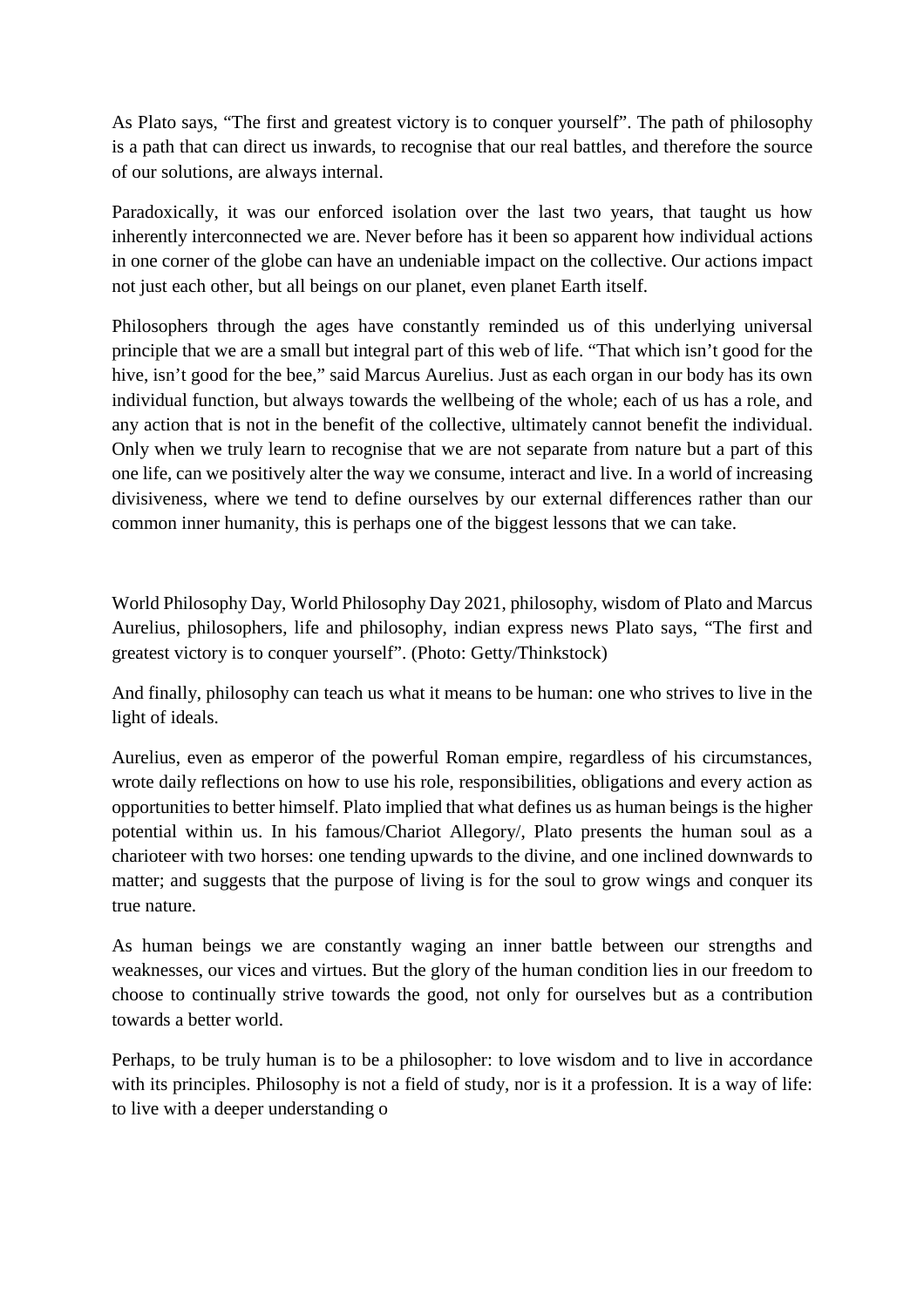As Plato says, "The first and greatest victory is to conquer yourself". The path of philosophy is a path that can direct us inwards, to recognise that our real battles, and therefore the source of our solutions, are always internal.

Paradoxically, it was our enforced isolation over the last two years, that taught us how inherently interconnected we are. Never before has it been so apparent how individual actions in one corner of the globe can have an undeniable impact on the collective. Our actions impact not just each other, but all beings on our planet, even planet Earth itself.

Philosophers through the ages have constantly reminded us of this underlying universal principle that we are a small but integral part of this web of life. "That which isn't good for the hive, isn't good for the bee," said Marcus Aurelius. Just as each organ in our body has its own individual function, but always towards the wellbeing of the whole; each of us has a role, and any action that is not in the benefit of the collective, ultimately cannot benefit the individual. Only when we truly learn to recognise that we are not separate from nature but a part of this one life, can we positively alter the way we consume, interact and live. In a world of increasing divisiveness, where we tend to define ourselves by our external differences rather than our common inner humanity, this is perhaps one of the biggest lessons that we can take.

World Philosophy Day, World Philosophy Day 2021, philosophy, wisdom of Plato and Marcus Aurelius, philosophers, life and philosophy, indian express news Plato says, "The first and greatest victory is to conquer yourself". (Photo: Getty/Thinkstock)

And finally, philosophy can teach us what it means to be human: one who strives to live in the light of ideals.

Aurelius, even as emperor of the powerful Roman empire, regardless of his circumstances, wrote daily reflections on how to use his role, responsibilities, obligations and every action as opportunities to better himself. Plato implied that what defines us as human beings is the higher potential within us. In his famous/Chariot Allegory/, Plato presents the human soul as a charioteer with two horses: one tending upwards to the divine, and one inclined downwards to matter; and suggests that the purpose of living is for the soul to grow wings and conquer its true nature.

As human beings we are constantly waging an inner battle between our strengths and weaknesses, our vices and virtues. But the glory of the human condition lies in our freedom to choose to continually strive towards the good, not only for ourselves but as a contribution towards a better world.

Perhaps, to be truly human is to be a philosopher: to love wisdom and to live in accordance with its principles. Philosophy is not a field of study, nor is it a profession. It is a way of life: to live with a deeper understanding o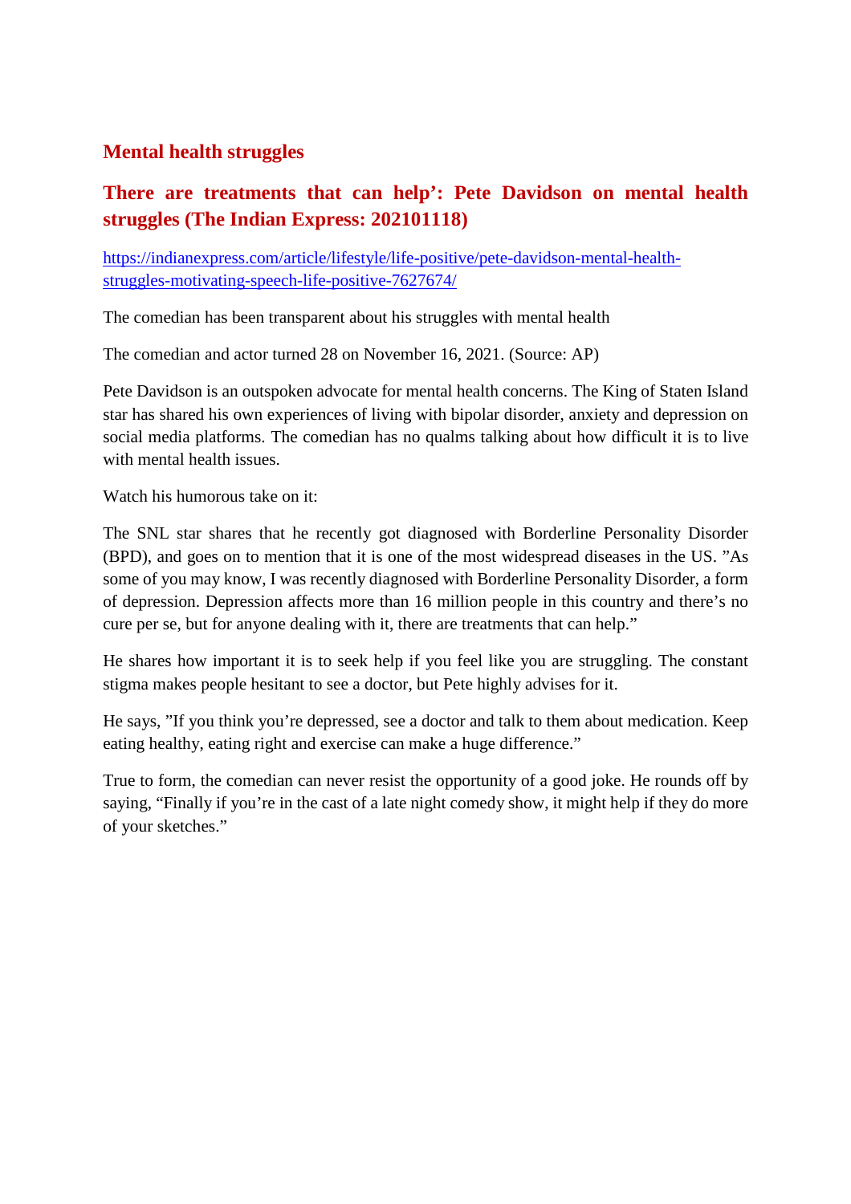## Mental health struggles

### There are treatments that can help': Pete Davidson on mental health struggles (The Indian Express: 202101118)

https://indianexpress.com/article/lifestyle/life-positive/pete-davidson-mental-health-struggles-motivating-speech-life-positive-7627674/

The comedian has been transparent about his struggles with mental health

The comedian and actor turned 28 on November 16, 2021. (Source: AP)

Pete Davidson is an outspoken advocate for mental health concerns. The King of Staten Island star has shared his own experiences of living with bipolar disorder, anxiety and depression on social media platforms. The comedian has no qualms talking about how difficult it is to live with mental health issues.

Watch his humorous take on it:

The SNL star shares that he recently got diagnosed with Borderline Personality Disorder (BPD), and goes on to mention that it is one of the most widespread diseases in the US. "As some of you may know, I was recently diagnosed with Borderline Personality Disorder, a form of depression. Depression affects more than 16 million people in this country and there's no cure per se, but for anyone dealing with it, there are treatments that can help."

He shares how important it is to seek help if you feel like you are struggling. The constant stigma makes people hesitant to see a doctor, but Pete highly advises for it.

He says, "If you think you're depressed, see a doctor and talk to them about medication. Keep eating healthy, eating right and exercise can make a huge difference."

True to form, the comedian can never resist the opportunity of a good joke. He rounds off by saying, "Finally if you're in the cast of a late night comedy show, it might help if they do more of your sketches."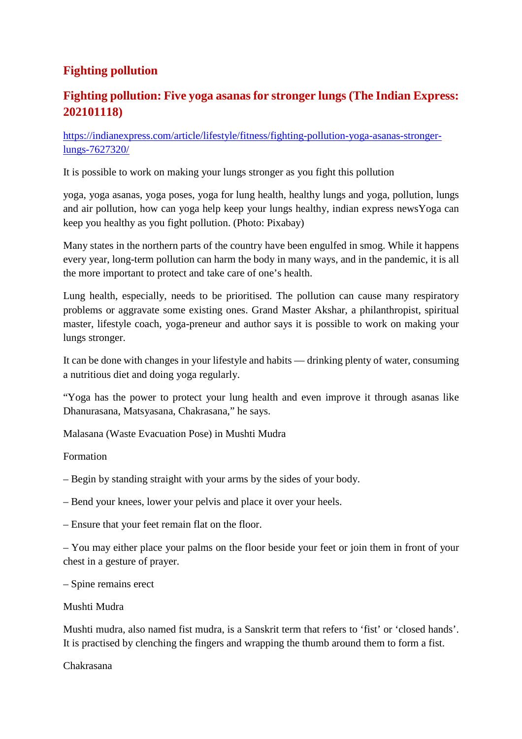## Fighting pollution

## Fighting pollution: Five yoga asanas for stronger lungs (The Indian Express: 202101118)

https://indianexpress.com/article/lifestyle/fitness/fighting-pollution-yoga-asanas-stronger-lungs-7627320/

It is possible to work on making your lungs stronger as you fight this pollution

yoga, yoga asanas, yoga poses, yoga for lung health, healthy lungs and yoga, pollution, lungs and air pollution, how can yoga help keep your lungs healthy, indian express newsYoga can keep you healthy as you fight pollution. (Photo: Pixabay)

Many states in the northern parts of the country have been engulfed in smog. While it happens every year, long-term pollution can harm the body in many ways, and in the pandemic, it is all the more important to protect and take care of one's health.

Lung health, especially, needs to be prioritised. The pollution can cause many respiratory problems or aggravate some existing ones. Grand Master Akshar, a philanthropist, spiritual master, lifestyle coach, yoga-preneur and author says it is possible to work on making your lungs stronger.

It can be done with changes in your lifestyle and habits — drinking plenty of water, consuming a nutritious diet and doing yoga regularly.

"Yoga has the power to protect your lung health and even improve it through asanas like Dhanurasana, Matsyasana, Chakrasana," he says.

Malasana (Waste Evacuation Pose) in Mushti Mudra

Formation

– Begin by standing straight with your arms by the sides of your body.

– Bend your knees, lower your pelvis and place it over your heels.

– Ensure that your feet remain flat on the floor.

– You may either place your palms on the floor beside your feet or join them in front of your chest in a gesture of prayer.

– Spine remains erect

Mushti Mudra

Mushti mudra, also named fist mudra, is a Sanskrit term that refers to 'fist' or 'closed hands'. It is practised by clenching the fingers and wrapping the thumb around them to form a fist.

Chakrasana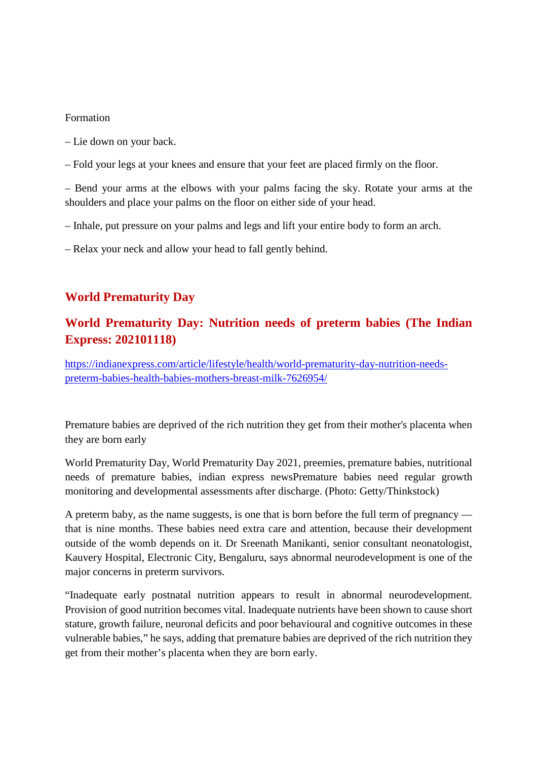Formation

– Lie down on your back.

– Fold your legs at your knees and ensure that your feet are placed firmly on the floor.

– Bend your arms at the elbows with your palms facing the sky. Rotate your arms at the shoulders and place your palms on the floor on either side of your head.

– Inhale, put pressure on your palms and legs and lift your entire body to form an arch.

– Relax your neck and allow your head to fall gently behind.

## World Prematurity Day

### World Prematurity Day: Nutrition needs of preterm babies (The Indian Express: 202101118)

https://indianexpress.com/article/lifestyle/health/world-prematurity-day-nutrition-needs-preterm-babies-health-babies-mothers-breast-milk-7626954/

Premature babies are deprived of the rich nutrition they get from their mother's placenta when they are born early

World Prematurity Day, World Prematurity Day 2021, preemies, premature babies, nutritional needs of premature babies, indian express newsPremature babies need regular growth monitoring and developmental assessments after discharge. (Photo: Getty/Thinkstock)

A preterm baby, as the name suggests, is one that is born before the full term of pregnancy — that is nine months. These babies need extra care and attention, because their development outside of the womb depends on it. Dr Sreenath Manikanti, senior consultant neonatologist, Kauvery Hospital, Electronic City, Bengaluru, says abnormal neurodevelopment is one of the major concerns in preterm survivors.

"Inadequate early postnatal nutrition appears to result in abnormal neurodevelopment. Provision of good nutrition becomes vital. Inadequate nutrients have been shown to cause short stature, growth failure, neuronal deficits and poor behavioural and cognitive outcomes in these vulnerable babies," he says, adding that premature babies are deprived of the rich nutrition they get from their mother's placenta when they are born early.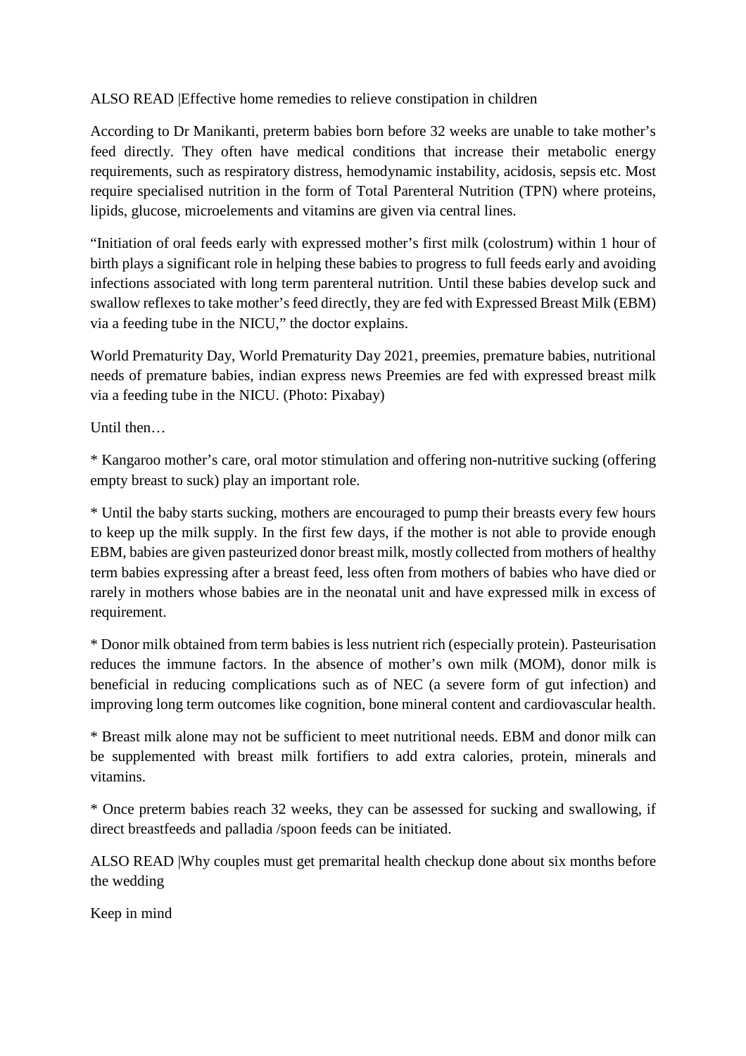ALSO READ |Effective home remedies to relieve constipation in children

According to Dr Manikanti, preterm babies born before 32 weeks are unable to take mother's feed directly. They often have medical conditions that increase their metabolic energy requirements, such as respiratory distress, hemodynamic instability, acidosis, sepsis etc. Most require specialised nutrition in the form of Total Parenteral Nutrition (TPN) where proteins, lipids, glucose, microelements and vitamins are given via central lines.

"Initiation of oral feeds early with expressed mother's first milk (colostrum) within 1 hour of birth plays a significant role in helping these babies to progress to full feeds early and avoiding infections associated with long term parenteral nutrition. Until these babies develop suck and swallow reflexes to take mother's feed directly, they are fed with Expressed Breast Milk (EBM) via a feeding tube in the NICU," the doctor explains.

World Prematurity Day, World Prematurity Day 2021, preemies, premature babies, nutritional needs of premature babies, indian express news Preemies are fed with expressed breast milk via a feeding tube in the NICU. (Photo: Pixabay)

Until then…

* Kangaroo mother's care, oral motor stimulation and offering non-nutritive sucking (offering empty breast to suck) play an important role.

* Until the baby starts sucking, mothers are encouraged to pump their breasts every few hours to keep up the milk supply. In the first few days, if the mother is not able to provide enough EBM, babies are given pasteurized donor breast milk, mostly collected from mothers of healthy term babies expressing after a breast feed, less often from mothers of babies who have died or rarely in mothers whose babies are in the neonatal unit and have expressed milk in excess of requirement.

* Donor milk obtained from term babies is less nutrient rich (especially protein). Pasteurisation reduces the immune factors. In the absence of mother's own milk (MOM), donor milk is beneficial in reducing complications such as of NEC (a severe form of gut infection) and improving long term outcomes like cognition, bone mineral content and cardiovascular health.

* Breast milk alone may not be sufficient to meet nutritional needs. EBM and donor milk can be supplemented with breast milk fortifiers to add extra calories, protein, minerals and vitamins.

* Once preterm babies reach 32 weeks, they can be assessed for sucking and swallowing, if direct breastfeeds and palladia /spoon feeds can be initiated.

ALSO READ |Why couples must get premarital health checkup done about six months before the wedding

Keep in mind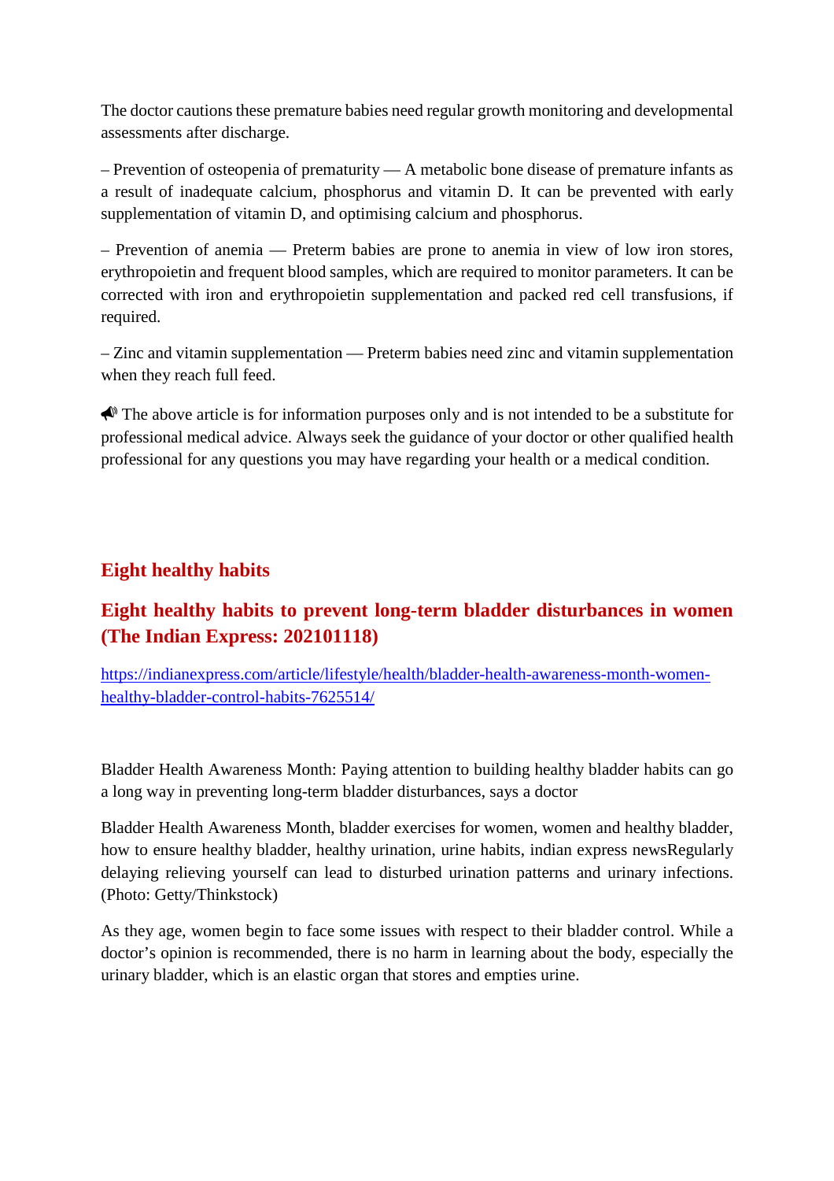The doctor cautions these premature babies need regular growth monitoring and developmental assessments after discharge.

– Prevention of osteopenia of prematurity — A metabolic bone disease of premature infants as a result of inadequate calcium, phosphorus and vitamin D. It can be prevented with early supplementation of vitamin D, and optimising calcium and phosphorus.

– Prevention of anemia — Preterm babies are prone to anemia in view of low iron stores, erythropoietin and frequent blood samples, which are required to monitor parameters. It can be corrected with iron and erythropoietin supplementation and packed red cell transfusions, if required.

– Zinc and vitamin supplementation — Preterm babies need zinc and vitamin supplementation when they reach full feed.

📣 The above article is for information purposes only and is not intended to be a substitute for professional medical advice. Always seek the guidance of your doctor or other qualified health professional for any questions you may have regarding your health or a medical condition.

## Eight healthy habits

## Eight healthy habits to prevent long-term bladder disturbances in women (The Indian Express: 202101118)

https://indianexpress.com/article/lifestyle/health/bladder-health-awareness-month-women-healthy-bladder-control-habits-7625514/

Bladder Health Awareness Month: Paying attention to building healthy bladder habits can go a long way in preventing long-term bladder disturbances, says a doctor

Bladder Health Awareness Month, bladder exercises for women, women and healthy bladder, how to ensure healthy bladder, healthy urination, urine habits, indian express newsRegularly delaying relieving yourself can lead to disturbed urination patterns and urinary infections. (Photo: Getty/Thinkstock)

As they age, women begin to face some issues with respect to their bladder control. While a doctor's opinion is recommended, there is no harm in learning about the body, especially the urinary bladder, which is an elastic organ that stores and empties urine.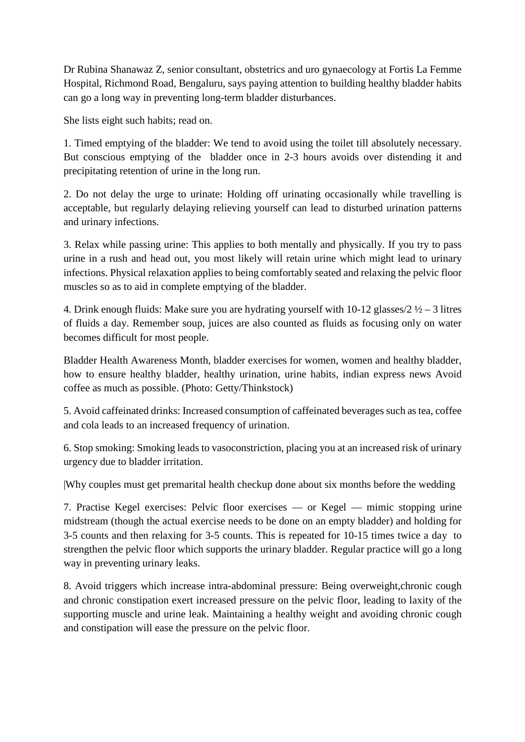Dr Rubina Shanawaz Z, senior consultant, obstetrics and uro gynaecology at Fortis La Femme Hospital, Richmond Road, Bengaluru, says paying attention to building healthy bladder habits can go a long way in preventing long-term bladder disturbances.

She lists eight such habits; read on.

1. Timed emptying of the bladder: We tend to avoid using the toilet till absolutely necessary. But conscious emptying of the bladder once in 2-3 hours avoids over distending it and precipitating retention of urine in the long run.

2. Do not delay the urge to urinate: Holding off urinating occasionally while travelling is acceptable, but regularly delaying relieving yourself can lead to disturbed urination patterns and urinary infections.

3. Relax while passing urine: This applies to both mentally and physically. If you try to pass urine in a rush and head out, you most likely will retain urine which might lead to urinary infections. Physical relaxation applies to being comfortably seated and relaxing the pelvic floor muscles so as to aid in complete emptying of the bladder.

4. Drink enough fluids: Make sure you are hydrating yourself with 10-12 glasses/2 ½ – 3 litres of fluids a day. Remember soup, juices are also counted as fluids as focusing only on water becomes difficult for most people.

Bladder Health Awareness Month, bladder exercises for women, women and healthy bladder, how to ensure healthy bladder, healthy urination, urine habits, indian express news Avoid coffee as much as possible. (Photo: Getty/Thinkstock)

5. Avoid caffeinated drinks: Increased consumption of caffeinated beverages such as tea, coffee and cola leads to an increased frequency of urination.

6. Stop smoking: Smoking leads to vasoconstriction, placing you at an increased risk of urinary urgency due to bladder irritation.

|Why couples must get premarital health checkup done about six months before the wedding

7. Practise Kegel exercises: Pelvic floor exercises — or Kegel — mimic stopping urine midstream (though the actual exercise needs to be done on an empty bladder) and holding for 3-5 counts and then relaxing for 3-5 counts. This is repeated for 10-15 times twice a day to strengthen the pelvic floor which supports the urinary bladder. Regular practice will go a long way in preventing urinary leaks.

8. Avoid triggers which increase intra-abdominal pressure: Being overweight,chronic cough and chronic constipation exert increased pressure on the pelvic floor, leading to laxity of the supporting muscle and urine leak. Maintaining a healthy weight and avoiding chronic cough and constipation will ease the pressure on the pelvic floor.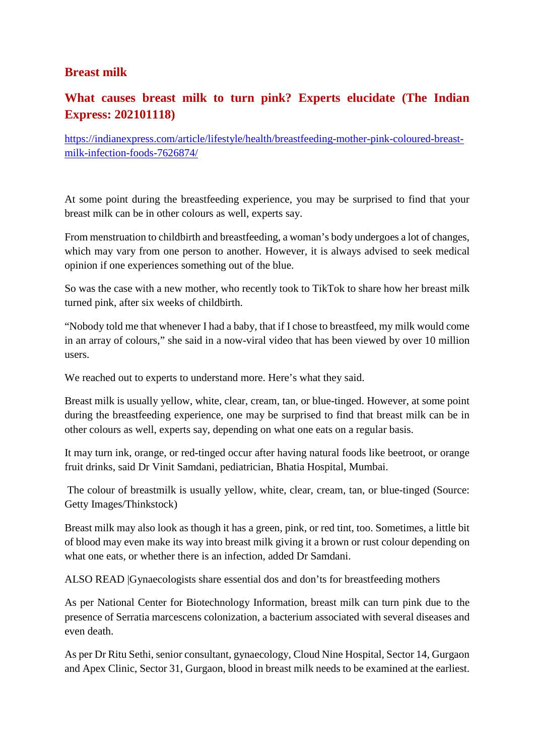## Breast milk

## What causes breast milk to turn pink? Experts elucidate (The Indian Express: 202101118)

[https://indianexpress.com/article/lifestyle/health/breastfeeding-mother-pink-coloured-breast-milk-infection-foods-7626874/](https://indianexpress.com/article/lifestyle/health/breastfeeding-mother-pink-coloured-breast-milk-infection-foods-7626874/)

At some point during the breastfeeding experience, you may be surprised to find that your breast milk can be in other colours as well, experts say.

From menstruation to childbirth and breastfeeding, a woman's body undergoes a lot of changes, which may vary from one person to another. However, it is always advised to seek medical opinion if one experiences something out of the blue.

So was the case with a new mother, who recently took to TikTok to share how her breast milk turned pink, after six weeks of childbirth.

"Nobody told me that whenever I had a baby, that if I chose to breastfeed, my milk would come in an array of colours," she said in a now-viral video that has been viewed by over 10 million users.

We reached out to experts to understand more. Here's what they said.

Breast milk is usually yellow, white, clear, cream, tan, or blue-tinged. However, at some point during the breastfeeding experience, one may be surprised to find that breast milk can be in other colours as well, experts say, depending on what one eats on a regular basis.

It may turn ink, orange, or red-tinged occur after having natural foods like beetroot, or orange fruit drinks, said Dr Vinit Samdani, pediatrician, Bhatia Hospital, Mumbai.

The colour of breastmilk is usually yellow, white, clear, cream, tan, or blue-tinged (Source: Getty Images/Thinkstock)

Breast milk may also look as though it has a green, pink, or red tint, too. Sometimes, a little bit of blood may even make its way into breast milk giving it a brown or rust colour depending on what one eats, or whether there is an infection, added Dr Samdani.

ALSO READ |Gynaecologists share essential dos and don'ts for breastfeeding mothers

As per National Center for Biotechnology Information, breast milk can turn pink due to the presence of Serratia marcescens colonization, a bacterium associated with several diseases and even death.

As per Dr Ritu Sethi, senior consultant, gynaecology, Cloud Nine Hospital, Sector 14, Gurgaon and Apex Clinic, Sector 31, Gurgaon, blood in breast milk needs to be examined at the earliest.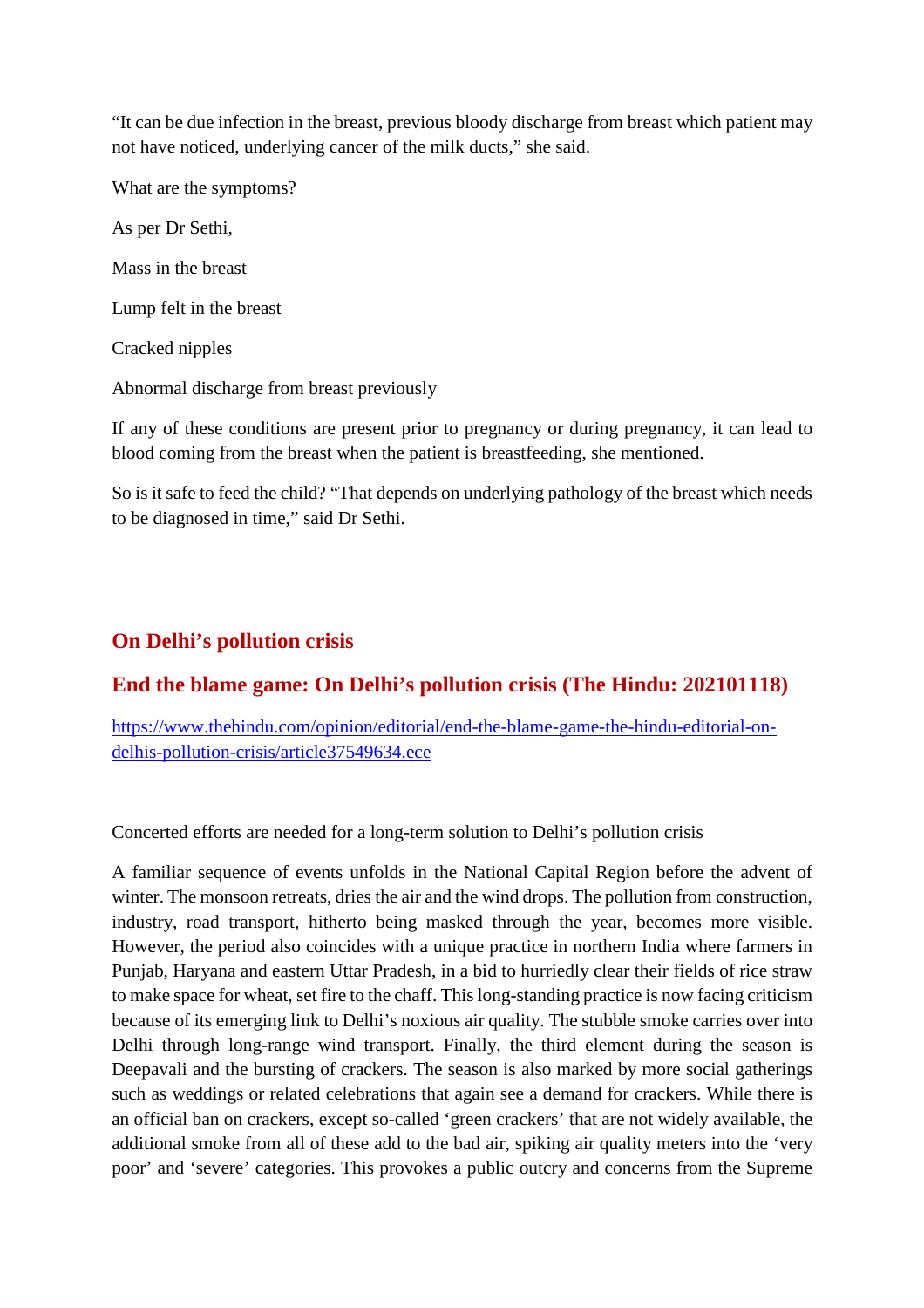"It can be due infection in the breast, previous bloody discharge from breast which patient may not have noticed, underlying cancer of the milk ducts," she said.

What are the symptoms?

As per Dr Sethi,

Mass in the breast

Lump felt in the breast

Cracked nipples

Abnormal discharge from breast previously

If any of these conditions are present prior to pregnancy or during pregnancy, it can lead to blood coming from the breast when the patient is breastfeeding, she mentioned.

So is it safe to feed the child? "That depends on underlying pathology of the breast which needs to be diagnosed in time," said Dr Sethi.

## On Delhi's pollution crisis

## End the blame game: On Delhi's pollution crisis (The Hindu: 202101118)

[https://www.thehindu.com/opinion/editorial/end-the-blame-game-the-hindu-editorial-on-delhis-pollution-crisis/article37549634.ece](https://www.thehindu.com/opinion/editorial/end-the-blame-game-the-hindu-editorial-on-delhis-pollution-crisis/article37549634.ece)

Concerted efforts are needed for a long-term solution to Delhi's pollution crisis

A familiar sequence of events unfolds in the National Capital Region before the advent of winter. The monsoon retreats, dries the air and the wind drops. The pollution from construction, industry, road transport, hitherto being masked through the year, becomes more visible. However, the period also coincides with a unique practice in northern India where farmers in Punjab, Haryana and eastern Uttar Pradesh, in a bid to hurriedly clear their fields of rice straw to make space for wheat, set fire to the chaff. This long-standing practice is now facing criticism because of its emerging link to Delhi's noxious air quality. The stubble smoke carries over into Delhi through long-range wind transport. Finally, the third element during the season is Deepavali and the bursting of crackers. The season is also marked by more social gatherings such as weddings or related celebrations that again see a demand for crackers. While there is an official ban on crackers, except so-called 'green crackers' that are not widely available, the additional smoke from all of these add to the bad air, spiking air quality meters into the 'very poor' and 'severe' categories. This provokes a public outcry and concerns from the Supreme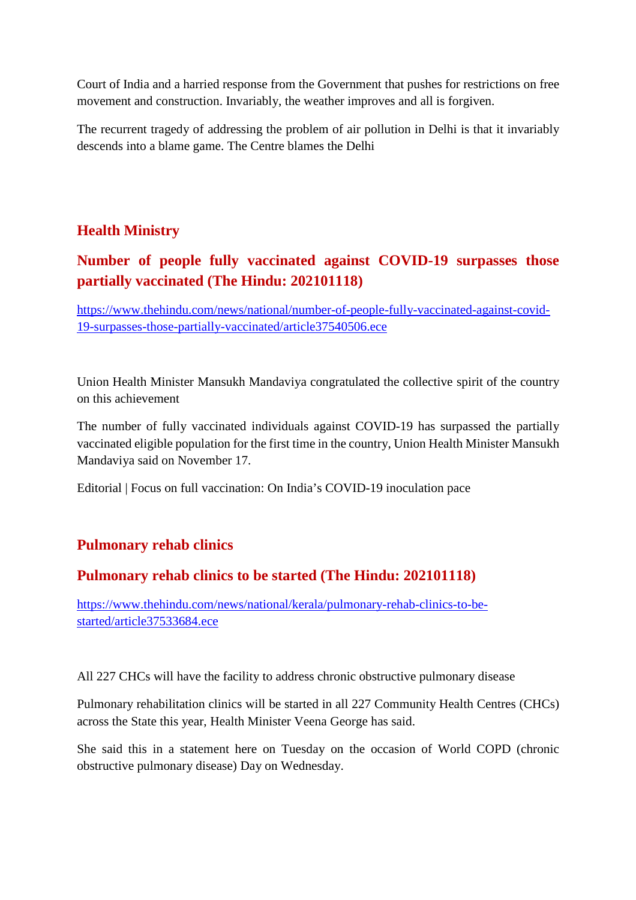Court of India and a harried response from the Government that pushes for restrictions on free movement and construction. Invariably, the weather improves and all is forgiven.

The recurrent tragedy of addressing the problem of air pollution in Delhi is that it invariably descends into a blame game. The Centre blames the Delhi

## Health Ministry

## Number of people fully vaccinated against COVID-19 surpasses those partially vaccinated (The Hindu: 202101118)

https://www.thehindu.com/news/national/number-of-people-fully-vaccinated-against-covid-19-surpasses-those-partially-vaccinated/article37540506.ece

Union Health Minister Mansukh Mandaviya congratulated the collective spirit of the country on this achievement

The number of fully vaccinated individuals against COVID-19 has surpassed the partially vaccinated eligible population for the first time in the country, Union Health Minister Mansukh Mandaviya said on November 17.

Editorial | Focus on full vaccination: On India's COVID-19 inoculation pace

## Pulmonary rehab clinics

## Pulmonary rehab clinics to be started (The Hindu: 202101118)

https://www.thehindu.com/news/national/kerala/pulmonary-rehab-clinics-to-be-started/article37533684.ece

All 227 CHCs will have the facility to address chronic obstructive pulmonary disease

Pulmonary rehabilitation clinics will be started in all 227 Community Health Centres (CHCs) across the State this year, Health Minister Veena George has said.

She said this in a statement here on Tuesday on the occasion of World COPD (chronic obstructive pulmonary disease) Day on Wednesday.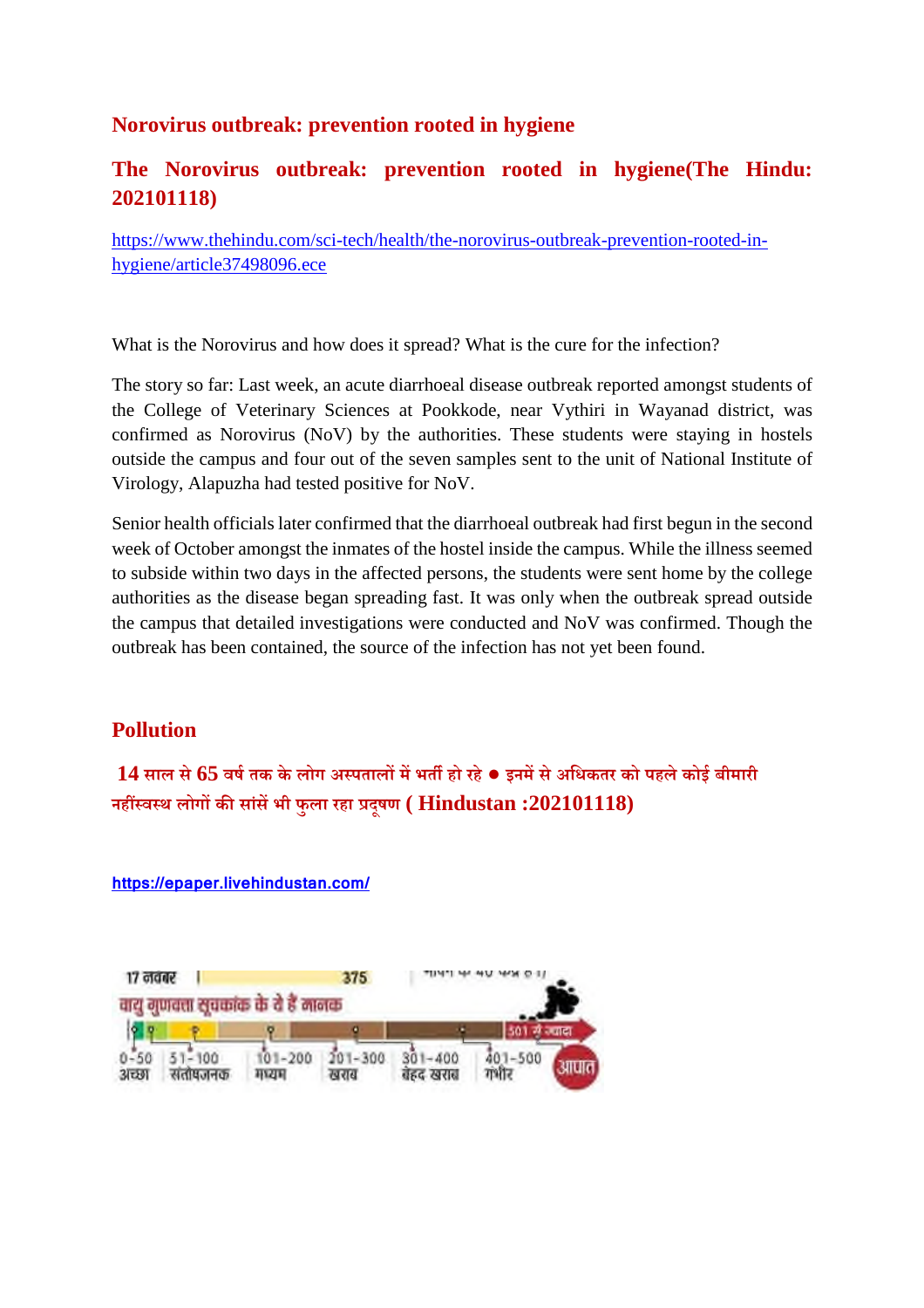## Norovirus outbreak: prevention rooted in hygiene

## The Norovirus outbreak: prevention rooted in hygiene(The Hindu: 202101118)

https://www.thehindu.com/sci-tech/health/the-norovirus-outbreak-prevention-rooted-in-hygiene/article37498096.ece

What is the Norovirus and how does it spread? What is the cure for the infection?

The story so far: Last week, an acute diarrhoeal disease outbreak reported amongst students of the College of Veterinary Sciences at Pookkode, near Vythiri in Wayanad district, was confirmed as Norovirus (NoV) by the authorities. These students were staying in hostels outside the campus and four out of the seven samples sent to the unit of National Institute of Virology, Alapuzha had tested positive for NoV.

Senior health officials later confirmed that the diarrhoeal outbreak had first begun in the second week of October amongst the inmates of the hostel inside the campus. While the illness seemed to subside within two days in the affected persons, the students were sent home by the college authorities as the disease began spreading fast. It was only when the outbreak spread outside the campus that detailed investigations were conducted and NoV was confirmed. Though the outbreak has been contained, the source of the infection has not yet been found.

## Pollution

## 14 साल से 65 वर्ष तक के लोग अस्पतालों में भर्ती हो रहे ● इनमें से अधिकतर को पहले कोई बीमारी नहींस्वस्थ लोगों की सांसें भी फुला रहा प्रदूषण ( Hindustan :202101118)

https://epaper.livehindustan.com/

17 नवंबर 375

वायु गुणवत्ता सूचकांक के ये हैं मानक

0-50 अच्छा | 51-100 संतोषजनक | 101-200 मध्यम | 201-300 खराब | 301-400 बेहद खराब | 401-500 गंभीर | 501 से ज्यादा आपात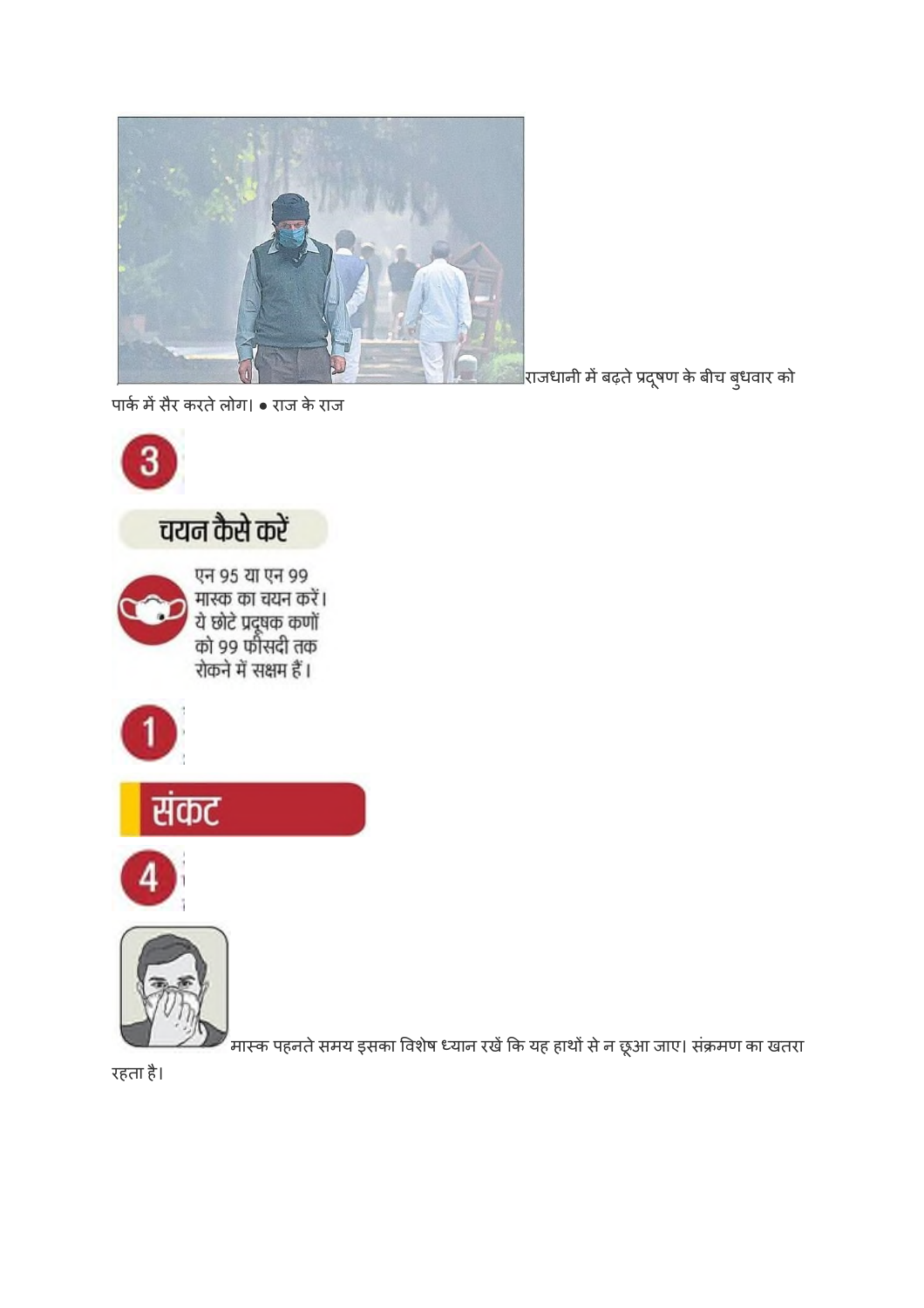राजधानी में बढ़ते प्रदूषण के बीच बुधवार को पार्क में सैर करते लोग। ● राज के राज

3

चयन कैसे करें

एन 95 या एन 99 मास्क का चयन करें। ये छोटे प्रदूषक कणों को 99 फीसदी तक रोकने में सक्षम हैं।

1

संकट

4

मास्क पहनते समय इसका विशेष ध्यान रखें कि यह हाथों से न छूआ जाए। संक्रमण का खतरा रहता है।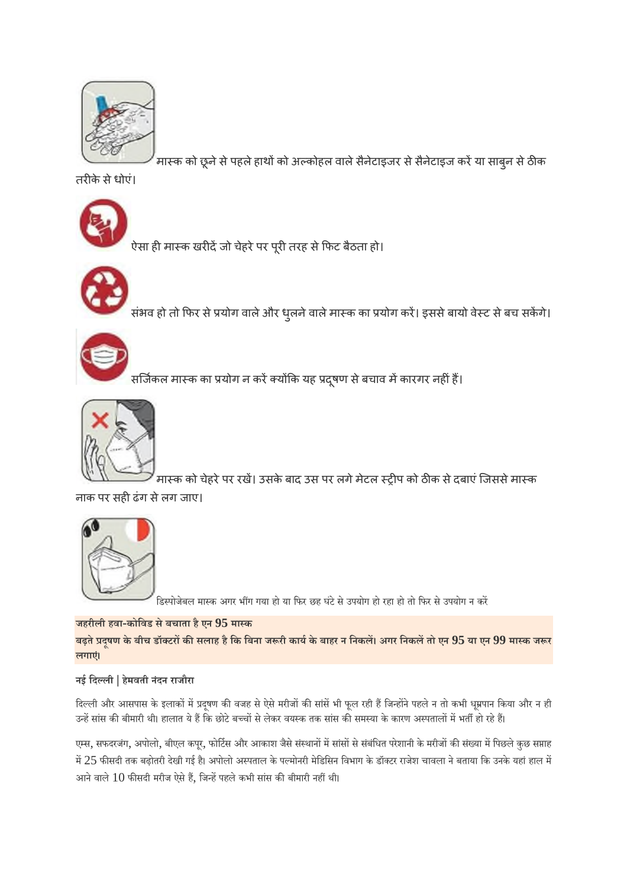मास्क को छूने से पहले हाथों को अल्कोहल वाले सैनेटाइजर से सैनेटाइज करें या साबुन से ठीक तरीके से धोएं।

ऐसा ही मास्क खरीदें जो चेहरे पर पूरी तरह से फिट बैठता हो।

संभव हो तो फिर से प्रयोग वाले और धुलने वाले मास्क का प्रयोग करें। इससे बायो वेस्ट से बच सकेंगे।

सर्जिकल मास्क का प्रयोग न करें क्योंकि यह प्रदूषण से बचाव में कारगर नहीं हैं।

मास्क को चेहरे पर रखें। उसके बाद उस पर लगे मेटल स्ट्रीप को ठीक से दबाएं जिससे मास्क नाक पर सही ढंग से लग जाए।

डिस्पोजेबल मास्क अगर भींग गया हो या फिर छह घंटे से उपयोग हो रहा हो तो फिर से उपयोग न करें

**जहरीली हवा-कोविड से बचाता है एन 95 मास्क**

**बढ़ते प्रदूषण के बीच डॉक्टरों की सलाह है कि बिना जरूरी कार्य के बाहर न निकलें। अगर निकलें तो एन 95 या एन 99 मास्क जरूर लगाएं।**

**नई दिल्ली | हेमवती नंदन राजौरा**

दिल्ली और आसपास के इलाकों में प्रदूषण की वजह से ऐसे मरीजों की सांसें भी फूल रही हैं जिन्होंने पहले न तो कभी धूम्रपान किया और न ही उन्हें सांस की बीमारी थी। हालात ये हैं कि छोटे बच्चों से लेकर वयस्क तक सांस की समस्या के कारण अस्पतालों में भर्ती हो रहे हैं।

एम्स, सफदरजंग, अपोलो, बीएल कपूर, फोर्टिस और आकाश जैसे संस्थानों में सांसों से संबंधित परेशानी के मरीजों की संख्या में पिछले कुछ सप्ताह में 25 फीसदी तक बढ़ोतरी देखी गई है। अपोलो अस्पताल के पल्मोनरी मेडिसिन विभाग के डॉक्टर राजेश चावला ने बताया कि उनके यहां हाल में आने वाले 10 फीसदी मरीज ऐसे हैं, जिन्हें पहले कभी सांस की बीमारी नहीं थी।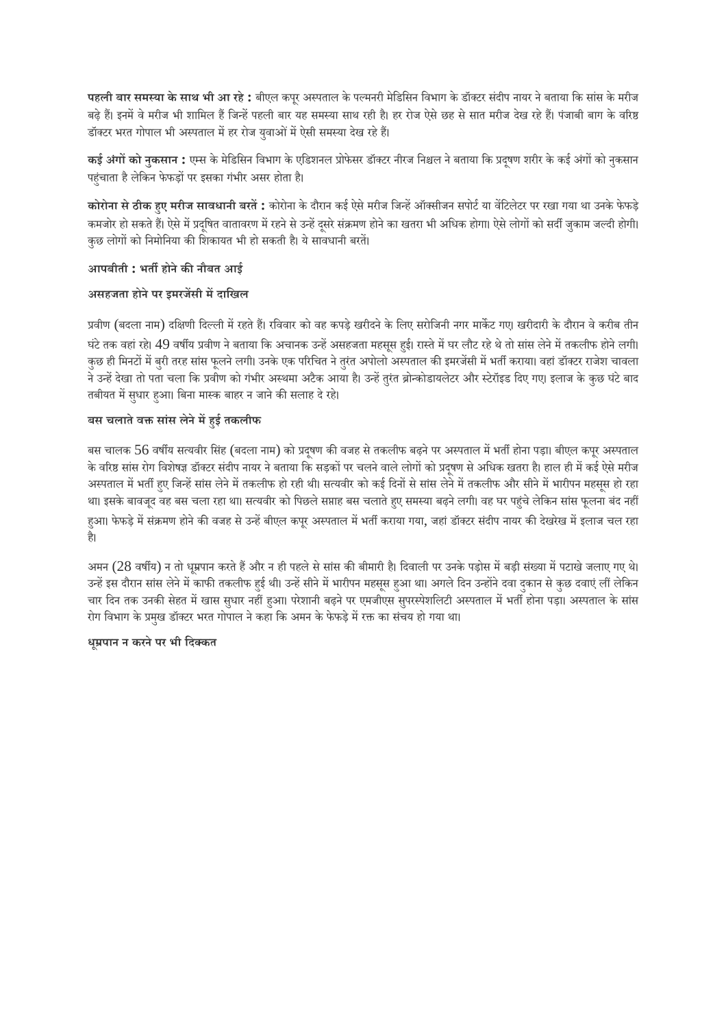**पहली बार समस्या के साथ भी आ रहे :** बीएल कपूर अस्पताल के पल्मनरी मेडिसिन विभाग के डॉक्टर संदीप नायर ने बताया कि सांस के मरीज बढ़े हैं। इनमें वे मरीज भी शामिल हैं जिन्हें पहली बार यह समस्या साथ रही है। हर रोज ऐसे छह से सात मरीज देख रहे हैं। पंजाबी बाग के वरिष्ठ डॉक्टर भरत गोपाल भी अस्पताल में हर रोज युवाओं में ऐसी समस्या देख रहे हैं।

**कई अंगों को नुकसान :** एम्स के मेडिसिन विभाग के एडिशनल प्रोफेसर डॉक्टर नीरज निश्चल ने बताया कि प्रदूषण शरीर के कई अंगों को नुकसान पहुंचाता है लेकिन फेफड़ों पर इसका गंभीर असर होता है।

**कोरोना से ठीक हुए मरीज सावधानी बरतें :** कोरोना के दौरान कई ऐसे मरीज जिन्हें ऑक्सीजन सपोर्ट या वेंटिलेटर पर रखा गया था उनके फेफड़े कमजोर हो सकते हैं। ऐसे में प्रदूषित वातावरण में रहने से उन्हें दूसरे संक्रमण होने का खतरा भी अधिक होगा। ऐसे लोगों को सर्दी जुकाम जल्दी होगी। कुछ लोगों को निमोनिया की शिकायत भी हो सकती है। ये सावधानी बरतें।

**आपबीती : भर्ती होने की नौबत आई**

**असहजता होने पर इमरजेंसी में दाखिल**

प्रवीण (बदला नाम) दक्षिणी दिल्ली में रहते हैं। रविवार को वह कपड़े खरीदने के लिए सरोजिनी नगर मार्केट गए। खरीदारी के दौरान वे करीब तीन घंटे तक वहां रहे। 49 वर्षीय प्रवीण ने बताया कि अचानक उन्हें असहजता महसूस हुई। रास्ते में घर लौट रहे थे तो सांस लेने में तकलीफ होने लगी। कुछ ही मिनटों में बुरी तरह सांस फूलने लगी। उनके एक परिचित ने तुरंत अपोलो अस्पताल की इमरजेंसी में भर्ती कराया। वहां डॉक्टर राजेश चावला ने उन्हें देखा तो पता चला कि प्रवीण को गंभीर अस्थमा अटैक आया है। उन्हें तुरंत ब्रोन्कोडायलेटर और स्टेरॉइड दिए गए। इलाज के कुछ घंटे बाद तबीयत में सुधार हुआ। बिना मास्क बाहर न जाने की सलाह दे रहे।

**बस चलाते वक्त सांस लेने में हुई तकलीफ**

बस चालक 56 वर्षीय सत्यवीर सिंह (बदला नाम) को प्रदूषण की वजह से तकलीफ बढ़ने पर अस्पताल में भर्ती होना पड़ा। बीएल कपूर अस्पताल के वरिष्ठ सांस रोग विशेषज्ञ डॉक्टर संदीप नायर ने बताया कि सड़कों पर चलने वाले लोगों को प्रदूषण से अधिक खतरा है। हाल ही में कई ऐसे मरीज अस्पताल में भर्ती हुए जिन्हें सांस लेने में तकलीफ हो रही थी। सत्यवीर को कई दिनों से सांस लेने में तकलीफ और सीने में भारीपन महसूस हो रहा था। इसके बावजूद वह बस चला रहा था। सत्यवीर को पिछले सप्ताह बस चलाते हुए समस्या बढ़ने लगी। वह घर पहुंचे लेकिन सांस फूलना बंद नहीं हुआ। फेफड़े में संक्रमण होने की वजह से उन्हें बीएल कपूर अस्पताल में भर्ती कराया गया, जहां डॉक्टर संदीप नायर की देखरेख में इलाज चल रहा है।

अमन (28 वर्षीय) न तो धूम्रपान करते हैं और न ही पहले से सांस की बीमारी है। दिवाली पर उनके पड़ोस में बड़ी संख्या में पटाखे जलाए गए थे। उन्हें इस दौरान सांस लेने में काफी तकलीफ हुई थी। उन्हें सीने में भारीपन महसूस हुआ था। अगले दिन उन्होंने दवा दुकान से कुछ दवाएं लीं लेकिन चार दिन तक उनकी सेहत में खास सुधार नहीं हुआ। परेशानी बढ़ने पर एमजीएस सुपरस्पेशलिटी अस्पताल में भर्ती होना पड़ा। अस्पताल के सांस रोग विभाग के प्रमुख डॉक्टर भरत गोपाल ने कहा कि अमन के फेफड़े में रक्त का संचय हो गया था।

**धूम्रपान न करने पर भी दिक्कत**